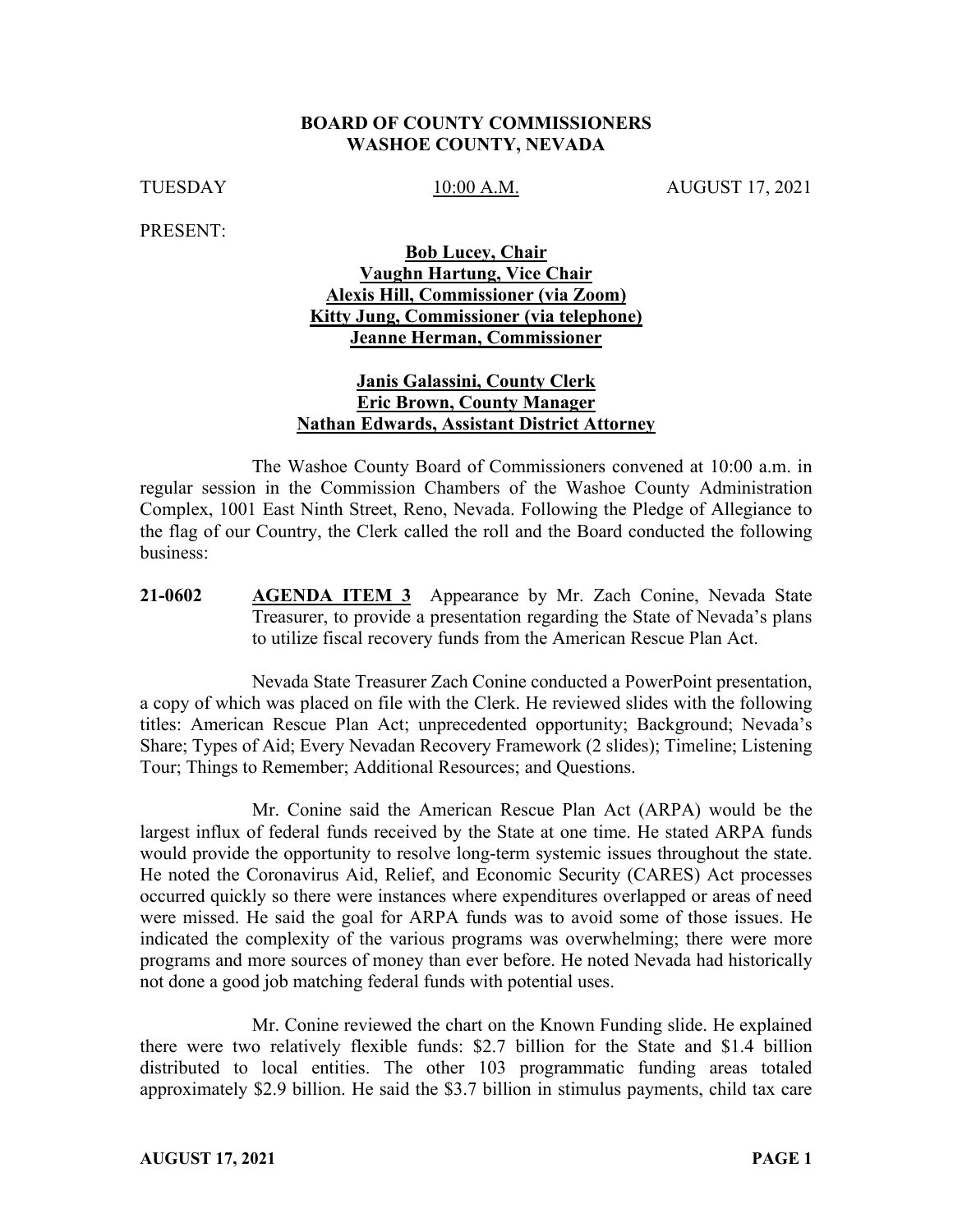**BOARD OF COUNTY COMMISSIONERS**
**WASHOE COUNTY, NEVADA**

TUESDAY 10:00 A.M. AUGUST 17, 2021

PRESENT:

**Bob Lucey, Chair**
**Vaughn Hartung, Vice Chair**
**Alexis Hill, Commissioner (via Zoom)**
**Kitty Jung, Commissioner (via telephone)**
**Jeanne Herman, Commissioner**

**Janis Galassini, County Clerk**
**Eric Brown, County Manager**
**Nathan Edwards, Assistant District Attorney**

The Washoe County Board of Commissioners convened at 10:00 a.m. in regular session in the Commission Chambers of the Washoe County Administration Complex, 1001 East Ninth Street, Reno, Nevada. Following the Pledge of Allegiance to the flag of our Country, the Clerk called the roll and the Board conducted the following business:

**21-0602** **AGENDA ITEM 3** Appearance by Mr. Zach Conine, Nevada State Treasurer, to provide a presentation regarding the State of Nevada's plans to utilize fiscal recovery funds from the American Rescue Plan Act.

Nevada State Treasurer Zach Conine conducted a PowerPoint presentation, a copy of which was placed on file with the Clerk. He reviewed slides with the following titles: American Rescue Plan Act; unprecedented opportunity; Background; Nevada's Share; Types of Aid; Every Nevadan Recovery Framework (2 slides); Timeline; Listening Tour; Things to Remember; Additional Resources; and Questions.

Mr. Conine said the American Rescue Plan Act (ARPA) would be the largest influx of federal funds received by the State at one time. He stated ARPA funds would provide the opportunity to resolve long-term systemic issues throughout the state. He noted the Coronavirus Aid, Relief, and Economic Security (CARES) Act processes occurred quickly so there were instances where expenditures overlapped or areas of need were missed. He said the goal for ARPA funds was to avoid some of those issues. He indicated the complexity of the various programs was overwhelming; there were more programs and more sources of money than ever before. He noted Nevada had historically not done a good job matching federal funds with potential uses.

Mr. Conine reviewed the chart on the Known Funding slide. He explained there were two relatively flexible funds: $2.7 billion for the State and $1.4 billion distributed to local entities. The other 103 programmatic funding areas totaled approximately $2.9 billion. He said the $3.7 billion in stimulus payments, child tax care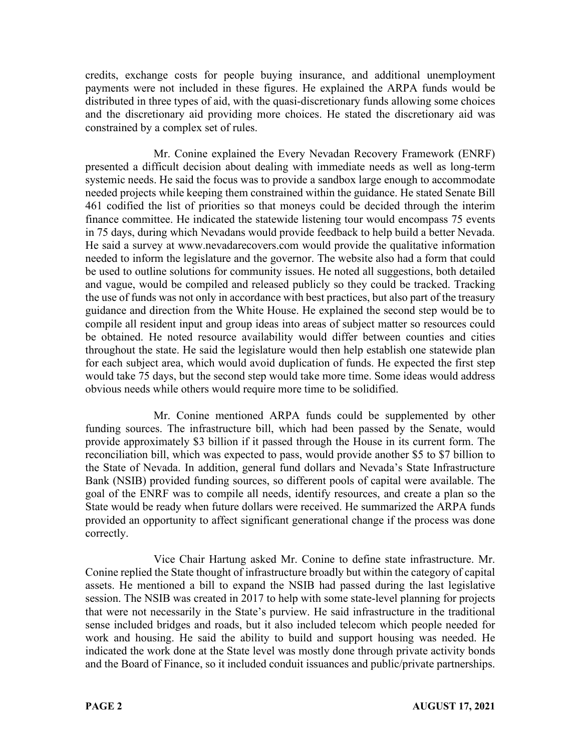credits, exchange costs for people buying insurance, and additional unemployment payments were not included in these figures. He explained the ARPA funds would be distributed in three types of aid, with the quasi-discretionary funds allowing some choices and the discretionary aid providing more choices. He stated the discretionary aid was constrained by a complex set of rules.

Mr. Conine explained the Every Nevadan Recovery Framework (ENRF) presented a difficult decision about dealing with immediate needs as well as long-term systemic needs. He said the focus was to provide a sandbox large enough to accommodate needed projects while keeping them constrained within the guidance. He stated Senate Bill 461 codified the list of priorities so that moneys could be decided through the interim finance committee. He indicated the statewide listening tour would encompass 75 events in 75 days, during which Nevadans would provide feedback to help build a better Nevada. He said a survey at www.nevadarecovers.com would provide the qualitative information needed to inform the legislature and the governor. The website also had a form that could be used to outline solutions for community issues. He noted all suggestions, both detailed and vague, would be compiled and released publicly so they could be tracked. Tracking the use of funds was not only in accordance with best practices, but also part of the treasury guidance and direction from the White House. He explained the second step would be to compile all resident input and group ideas into areas of subject matter so resources could be obtained. He noted resource availability would differ between counties and cities throughout the state. He said the legislature would then help establish one statewide plan for each subject area, which would avoid duplication of funds. He expected the first step would take 75 days, but the second step would take more time. Some ideas would address obvious needs while others would require more time to be solidified.

Mr. Conine mentioned ARPA funds could be supplemented by other funding sources. The infrastructure bill, which had been passed by the Senate, would provide approximately $3 billion if it passed through the House in its current form. The reconciliation bill, which was expected to pass, would provide another $5 to $7 billion to the State of Nevada. In addition, general fund dollars and Nevada's State Infrastructure Bank (NSIB) provided funding sources, so different pools of capital were available. The goal of the ENRF was to compile all needs, identify resources, and create a plan so the State would be ready when future dollars were received. He summarized the ARPA funds provided an opportunity to affect significant generational change if the process was done correctly.

Vice Chair Hartung asked Mr. Conine to define state infrastructure. Mr. Conine replied the State thought of infrastructure broadly but within the category of capital assets. He mentioned a bill to expand the NSIB had passed during the last legislative session. The NSIB was created in 2017 to help with some state-level planning for projects that were not necessarily in the State's purview. He said infrastructure in the traditional sense included bridges and roads, but it also included telecom which people needed for work and housing. He said the ability to build and support housing was needed. He indicated the work done at the State level was mostly done through private activity bonds and the Board of Finance, so it included conduit issuances and public/private partnerships.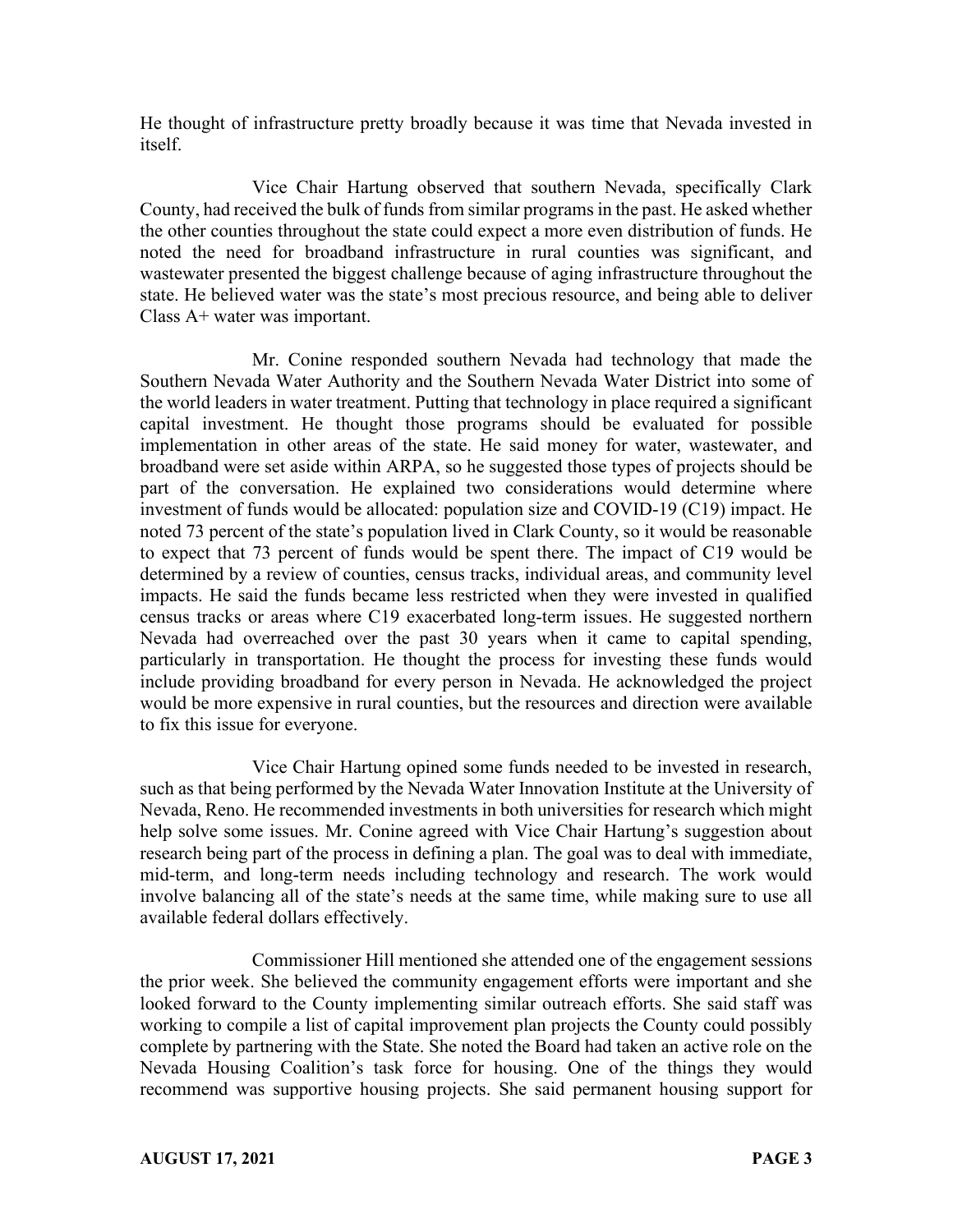He thought of infrastructure pretty broadly because it was time that Nevada invested in itself.

Vice Chair Hartung observed that southern Nevada, specifically Clark County, had received the bulk of funds from similar programs in the past. He asked whether the other counties throughout the state could expect a more even distribution of funds. He noted the need for broadband infrastructure in rural counties was significant, and wastewater presented the biggest challenge because of aging infrastructure throughout the state. He believed water was the state's most precious resource, and being able to deliver Class A+ water was important.

Mr. Conine responded southern Nevada had technology that made the Southern Nevada Water Authority and the Southern Nevada Water District into some of the world leaders in water treatment. Putting that technology in place required a significant capital investment. He thought those programs should be evaluated for possible implementation in other areas of the state. He said money for water, wastewater, and broadband were set aside within ARPA, so he suggested those types of projects should be part of the conversation. He explained two considerations would determine where investment of funds would be allocated: population size and COVID-19 (C19) impact. He noted 73 percent of the state's population lived in Clark County, so it would be reasonable to expect that 73 percent of funds would be spent there. The impact of C19 would be determined by a review of counties, census tracks, individual areas, and community level impacts. He said the funds became less restricted when they were invested in qualified census tracks or areas where C19 exacerbated long-term issues. He suggested northern Nevada had overreached over the past 30 years when it came to capital spending, particularly in transportation. He thought the process for investing these funds would include providing broadband for every person in Nevada. He acknowledged the project would be more expensive in rural counties, but the resources and direction were available to fix this issue for everyone.

Vice Chair Hartung opined some funds needed to be invested in research, such as that being performed by the Nevada Water Innovation Institute at the University of Nevada, Reno. He recommended investments in both universities for research which might help solve some issues. Mr. Conine agreed with Vice Chair Hartung's suggestion about research being part of the process in defining a plan. The goal was to deal with immediate, mid-term, and long-term needs including technology and research. The work would involve balancing all of the state's needs at the same time, while making sure to use all available federal dollars effectively.

Commissioner Hill mentioned she attended one of the engagement sessions the prior week. She believed the community engagement efforts were important and she looked forward to the County implementing similar outreach efforts. She said staff was working to compile a list of capital improvement plan projects the County could possibly complete by partnering with the State. She noted the Board had taken an active role on the Nevada Housing Coalition's task force for housing. One of the things they would recommend was supportive housing projects. She said permanent housing support for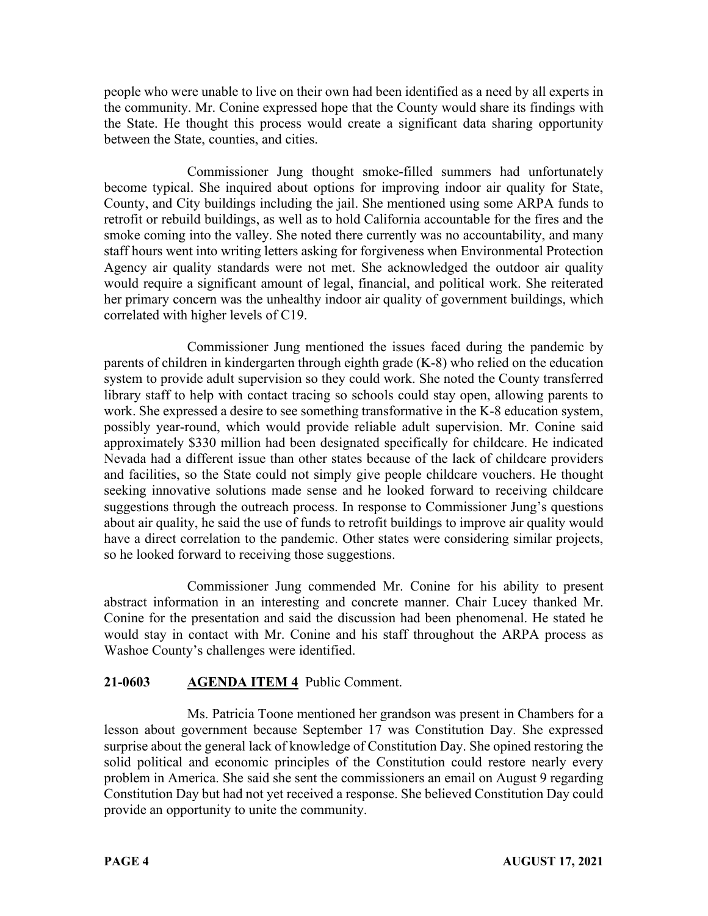people who were unable to live on their own had been identified as a need by all experts in the community. Mr. Conine expressed hope that the County would share its findings with the State. He thought this process would create a significant data sharing opportunity between the State, counties, and cities.

Commissioner Jung thought smoke-filled summers had unfortunately become typical. She inquired about options for improving indoor air quality for State, County, and City buildings including the jail. She mentioned using some ARPA funds to retrofit or rebuild buildings, as well as to hold California accountable for the fires and the smoke coming into the valley. She noted there currently was no accountability, and many staff hours went into writing letters asking for forgiveness when Environmental Protection Agency air quality standards were not met. She acknowledged the outdoor air quality would require a significant amount of legal, financial, and political work. She reiterated her primary concern was the unhealthy indoor air quality of government buildings, which correlated with higher levels of C19.

Commissioner Jung mentioned the issues faced during the pandemic by parents of children in kindergarten through eighth grade (K-8) who relied on the education system to provide adult supervision so they could work. She noted the County transferred library staff to help with contact tracing so schools could stay open, allowing parents to work. She expressed a desire to see something transformative in the K-8 education system, possibly year-round, which would provide reliable adult supervision. Mr. Conine said approximately $330 million had been designated specifically for childcare. He indicated Nevada had a different issue than other states because of the lack of childcare providers and facilities, so the State could not simply give people childcare vouchers. He thought seeking innovative solutions made sense and he looked forward to receiving childcare suggestions through the outreach process. In response to Commissioner Jung's questions about air quality, he said the use of funds to retrofit buildings to improve air quality would have a direct correlation to the pandemic. Other states were considering similar projects, so he looked forward to receiving those suggestions.

Commissioner Jung commended Mr. Conine for his ability to present abstract information in an interesting and concrete manner. Chair Lucey thanked Mr. Conine for the presentation and said the discussion had been phenomenal. He stated he would stay in contact with Mr. Conine and his staff throughout the ARPA process as Washoe County's challenges were identified.

**21-0603 AGENDA ITEM 4** Public Comment.

Ms. Patricia Toone mentioned her grandson was present in Chambers for a lesson about government because September 17 was Constitution Day. She expressed surprise about the general lack of knowledge of Constitution Day. She opined restoring the solid political and economic principles of the Constitution could restore nearly every problem in America. She said she sent the commissioners an email on August 9 regarding Constitution Day but had not yet received a response. She believed Constitution Day could provide an opportunity to unite the community.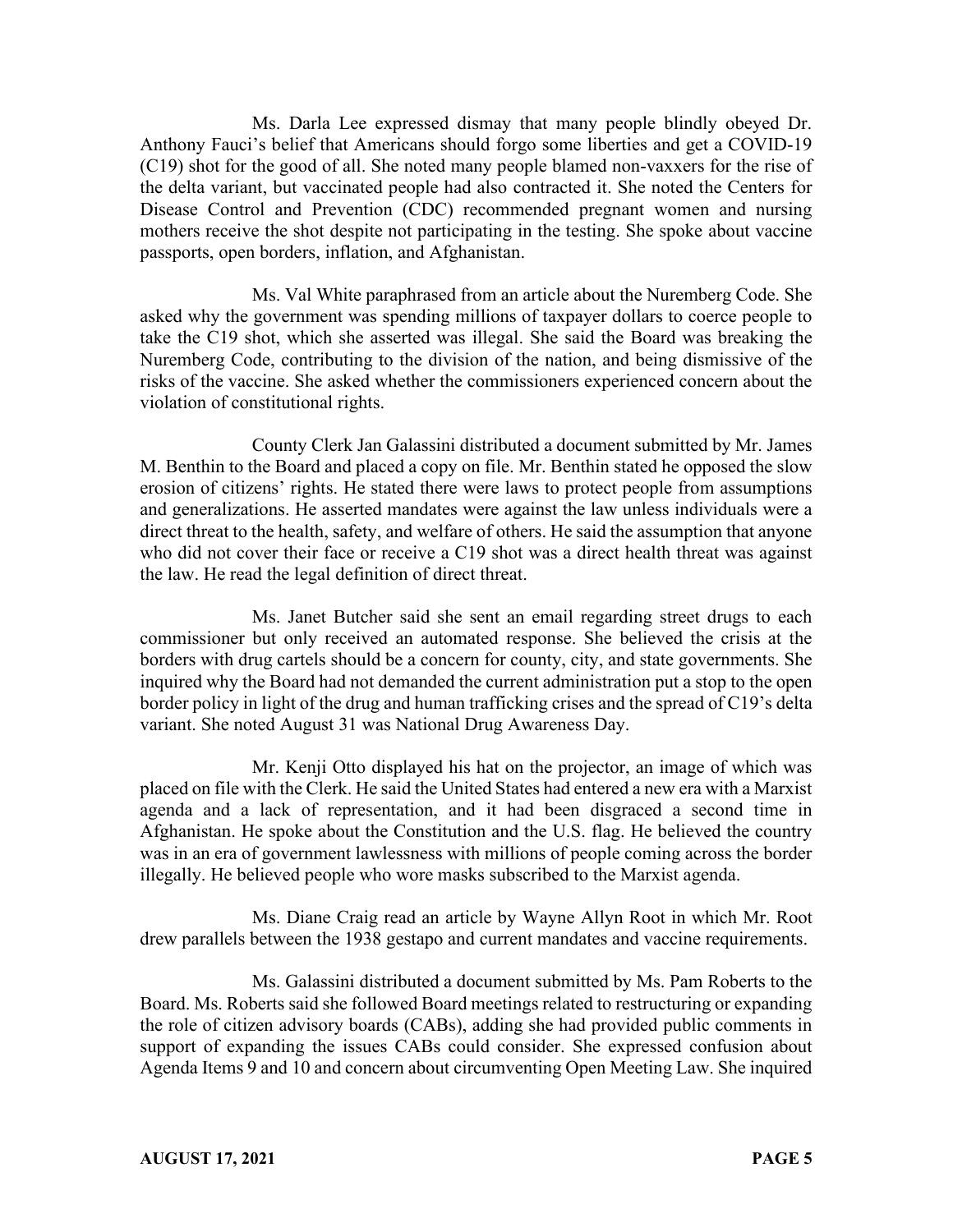Ms. Darla Lee expressed dismay that many people blindly obeyed Dr. Anthony Fauci's belief that Americans should forgo some liberties and get a COVID-19 (C19) shot for the good of all. She noted many people blamed non-vaxxers for the rise of the delta variant, but vaccinated people had also contracted it. She noted the Centers for Disease Control and Prevention (CDC) recommended pregnant women and nursing mothers receive the shot despite not participating in the testing. She spoke about vaccine passports, open borders, inflation, and Afghanistan.

Ms. Val White paraphrased from an article about the Nuremberg Code. She asked why the government was spending millions of taxpayer dollars to coerce people to take the C19 shot, which she asserted was illegal. She said the Board was breaking the Nuremberg Code, contributing to the division of the nation, and being dismissive of the risks of the vaccine. She asked whether the commissioners experienced concern about the violation of constitutional rights.

County Clerk Jan Galassini distributed a document submitted by Mr. James M. Benthin to the Board and placed a copy on file. Mr. Benthin stated he opposed the slow erosion of citizens' rights. He stated there were laws to protect people from assumptions and generalizations. He asserted mandates were against the law unless individuals were a direct threat to the health, safety, and welfare of others. He said the assumption that anyone who did not cover their face or receive a C19 shot was a direct health threat was against the law. He read the legal definition of direct threat.

Ms. Janet Butcher said she sent an email regarding street drugs to each commissioner but only received an automated response. She believed the crisis at the borders with drug cartels should be a concern for county, city, and state governments. She inquired why the Board had not demanded the current administration put a stop to the open border policy in light of the drug and human trafficking crises and the spread of C19's delta variant. She noted August 31 was National Drug Awareness Day.

Mr. Kenji Otto displayed his hat on the projector, an image of which was placed on file with the Clerk. He said the United States had entered a new era with a Marxist agenda and a lack of representation, and it had been disgraced a second time in Afghanistan. He spoke about the Constitution and the U.S. flag. He believed the country was in an era of government lawlessness with millions of people coming across the border illegally. He believed people who wore masks subscribed to the Marxist agenda.

Ms. Diane Craig read an article by Wayne Allyn Root in which Mr. Root drew parallels between the 1938 gestapo and current mandates and vaccine requirements.

Ms. Galassini distributed a document submitted by Ms. Pam Roberts to the Board. Ms. Roberts said she followed Board meetings related to restructuring or expanding the role of citizen advisory boards (CABs), adding she had provided public comments in support of expanding the issues CABs could consider. She expressed confusion about Agenda Items 9 and 10 and concern about circumventing Open Meeting Law. She inquired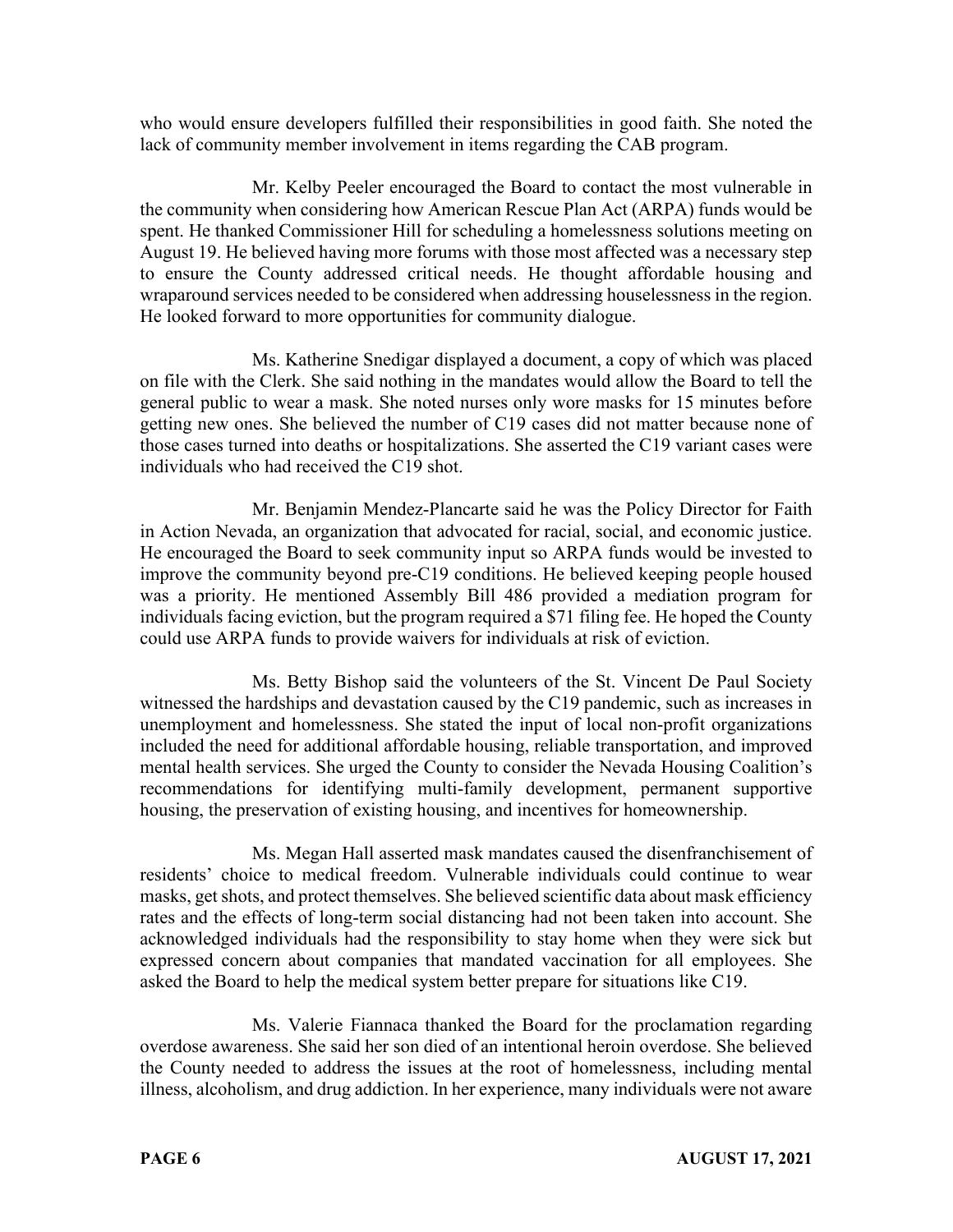who would ensure developers fulfilled their responsibilities in good faith. She noted the lack of community member involvement in items regarding the CAB program.

Mr. Kelby Peeler encouraged the Board to contact the most vulnerable in the community when considering how American Rescue Plan Act (ARPA) funds would be spent. He thanked Commissioner Hill for scheduling a homelessness solutions meeting on August 19. He believed having more forums with those most affected was a necessary step to ensure the County addressed critical needs. He thought affordable housing and wraparound services needed to be considered when addressing houselessness in the region. He looked forward to more opportunities for community dialogue.

Ms. Katherine Snedigar displayed a document, a copy of which was placed on file with the Clerk. She said nothing in the mandates would allow the Board to tell the general public to wear a mask. She noted nurses only wore masks for 15 minutes before getting new ones. She believed the number of C19 cases did not matter because none of those cases turned into deaths or hospitalizations. She asserted the C19 variant cases were individuals who had received the C19 shot.

Mr. Benjamin Mendez-Plancarte said he was the Policy Director for Faith in Action Nevada, an organization that advocated for racial, social, and economic justice. He encouraged the Board to seek community input so ARPA funds would be invested to improve the community beyond pre-C19 conditions. He believed keeping people housed was a priority. He mentioned Assembly Bill 486 provided a mediation program for individuals facing eviction, but the program required a $71 filing fee. He hoped the County could use ARPA funds to provide waivers for individuals at risk of eviction.

Ms. Betty Bishop said the volunteers of the St. Vincent De Paul Society witnessed the hardships and devastation caused by the C19 pandemic, such as increases in unemployment and homelessness. She stated the input of local non-profit organizations included the need for additional affordable housing, reliable transportation, and improved mental health services. She urged the County to consider the Nevada Housing Coalition's recommendations for identifying multi-family development, permanent supportive housing, the preservation of existing housing, and incentives for homeownership.

Ms. Megan Hall asserted mask mandates caused the disenfranchisement of residents' choice to medical freedom. Vulnerable individuals could continue to wear masks, get shots, and protect themselves. She believed scientific data about mask efficiency rates and the effects of long-term social distancing had not been taken into account. She acknowledged individuals had the responsibility to stay home when they were sick but expressed concern about companies that mandated vaccination for all employees. She asked the Board to help the medical system better prepare for situations like C19.

Ms. Valerie Fiannaca thanked the Board for the proclamation regarding overdose awareness. She said her son died of an intentional heroin overdose. She believed the County needed to address the issues at the root of homelessness, including mental illness, alcoholism, and drug addiction. In her experience, many individuals were not aware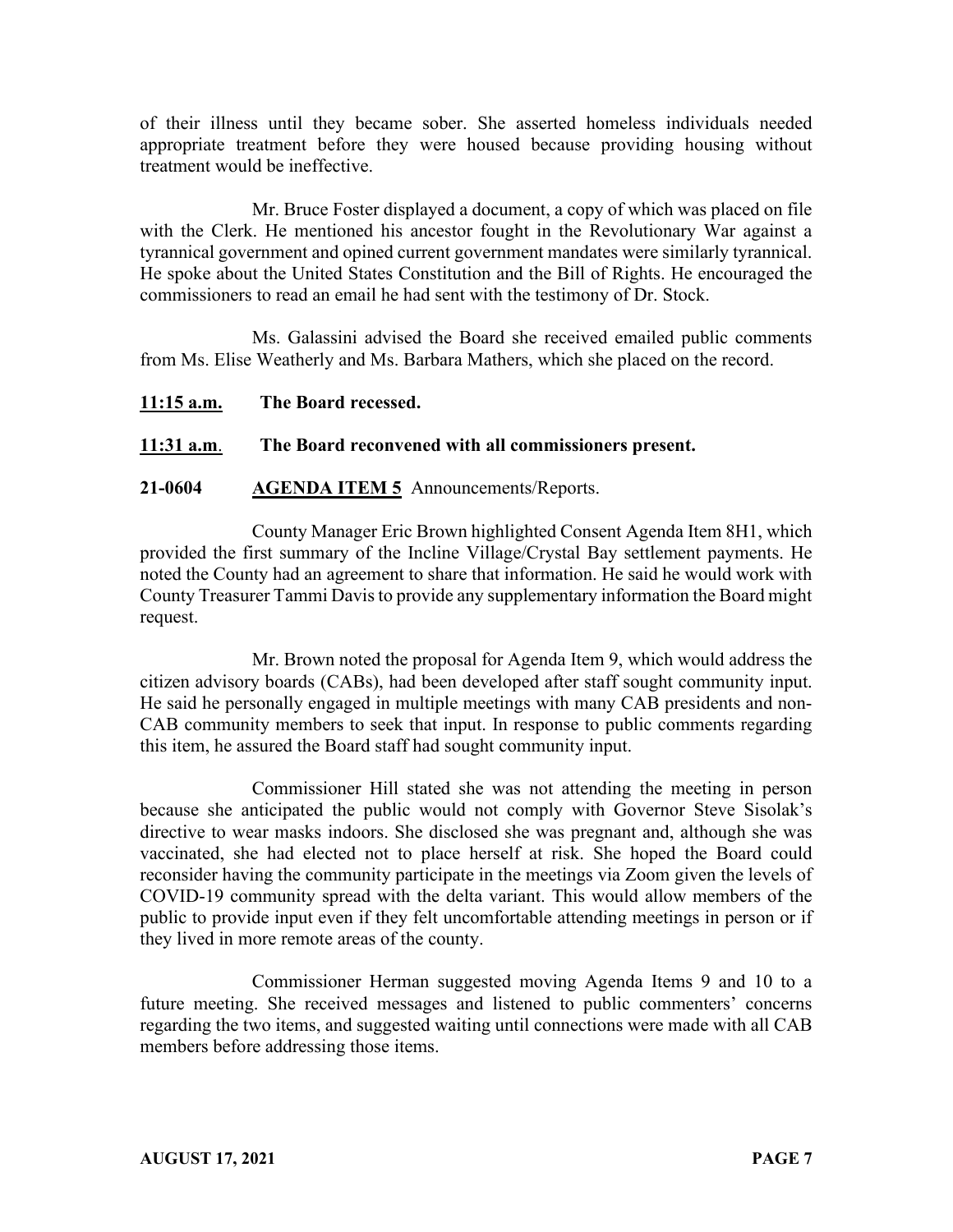of their illness until they became sober. She asserted homeless individuals needed appropriate treatment before they were housed because providing housing without treatment would be ineffective.

Mr. Bruce Foster displayed a document, a copy of which was placed on file with the Clerk. He mentioned his ancestor fought in the Revolutionary War against a tyrannical government and opined current government mandates were similarly tyrannical. He spoke about the United States Constitution and the Bill of Rights. He encouraged the commissioners to read an email he had sent with the testimony of Dr. Stock.

Ms. Galassini advised the Board she received emailed public comments from Ms. Elise Weatherly and Ms. Barbara Mathers, which she placed on the record.

**11:15 a.m.** **The Board recessed.**

**11:31 a.m.** **The Board reconvened with all commissioners present.**

**21-0604** **AGENDA ITEM 5** Announcements/Reports.

County Manager Eric Brown highlighted Consent Agenda Item 8H1, which provided the first summary of the Incline Village/Crystal Bay settlement payments. He noted the County had an agreement to share that information. He said he would work with County Treasurer Tammi Davis to provide any supplementary information the Board might request.

Mr. Brown noted the proposal for Agenda Item 9, which would address the citizen advisory boards (CABs), had been developed after staff sought community input. He said he personally engaged in multiple meetings with many CAB presidents and non-CAB community members to seek that input. In response to public comments regarding this item, he assured the Board staff had sought community input.

Commissioner Hill stated she was not attending the meeting in person because she anticipated the public would not comply with Governor Steve Sisolak's directive to wear masks indoors. She disclosed she was pregnant and, although she was vaccinated, she had elected not to place herself at risk. She hoped the Board could reconsider having the community participate in the meetings via Zoom given the levels of COVID-19 community spread with the delta variant. This would allow members of the public to provide input even if they felt uncomfortable attending meetings in person or if they lived in more remote areas of the county.

Commissioner Herman suggested moving Agenda Items 9 and 10 to a future meeting. She received messages and listened to public commenters' concerns regarding the two items, and suggested waiting until connections were made with all CAB members before addressing those items.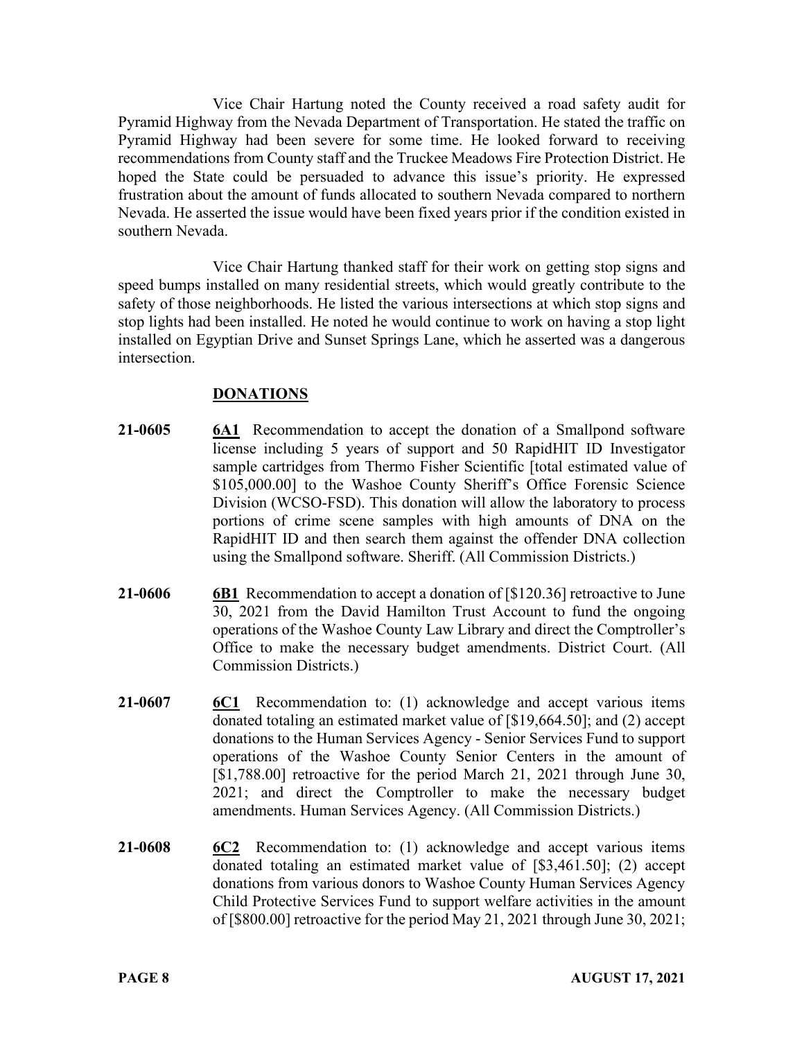Vice Chair Hartung noted the County received a road safety audit for Pyramid Highway from the Nevada Department of Transportation. He stated the traffic on Pyramid Highway had been severe for some time. He looked forward to receiving recommendations from County staff and the Truckee Meadows Fire Protection District. He hoped the State could be persuaded to advance this issue's priority. He expressed frustration about the amount of funds allocated to southern Nevada compared to northern Nevada. He asserted the issue would have been fixed years prior if the condition existed in southern Nevada.

Vice Chair Hartung thanked staff for their work on getting stop signs and speed bumps installed on many residential streets, which would greatly contribute to the safety of those neighborhoods. He listed the various intersections at which stop signs and stop lights had been installed. He noted he would continue to work on having a stop light installed on Egyptian Drive and Sunset Springs Lane, which he asserted was a dangerous intersection.

## DONATIONS

**21-0605** **6A1** Recommendation to accept the donation of a Smallpond software license including 5 years of support and 50 RapidHIT ID Investigator sample cartridges from Thermo Fisher Scientific [total estimated value of $105,000.00] to the Washoe County Sheriff's Office Forensic Science Division (WCSO-FSD). This donation will allow the laboratory to process portions of crime scene samples with high amounts of DNA on the RapidHIT ID and then search them against the offender DNA collection using the Smallpond software. Sheriff. (All Commission Districts.)

**21-0606** **6B1** Recommendation to accept a donation of [$120.36] retroactive to June 30, 2021 from the David Hamilton Trust Account to fund the ongoing operations of the Washoe County Law Library and direct the Comptroller's Office to make the necessary budget amendments. District Court. (All Commission Districts.)

**21-0607** **6C1** Recommendation to: (1) acknowledge and accept various items donated totaling an estimated market value of [$19,664.50]; and (2) accept donations to the Human Services Agency - Senior Services Fund to support operations of the Washoe County Senior Centers in the amount of [$1,788.00] retroactive for the period March 21, 2021 through June 30, 2021; and direct the Comptroller to make the necessary budget amendments. Human Services Agency. (All Commission Districts.)

**21-0608** **6C2** Recommendation to: (1) acknowledge and accept various items donated totaling an estimated market value of [$3,461.50]; (2) accept donations from various donors to Washoe County Human Services Agency Child Protective Services Fund to support welfare activities in the amount of [$800.00] retroactive for the period May 21, 2021 through June 30, 2021;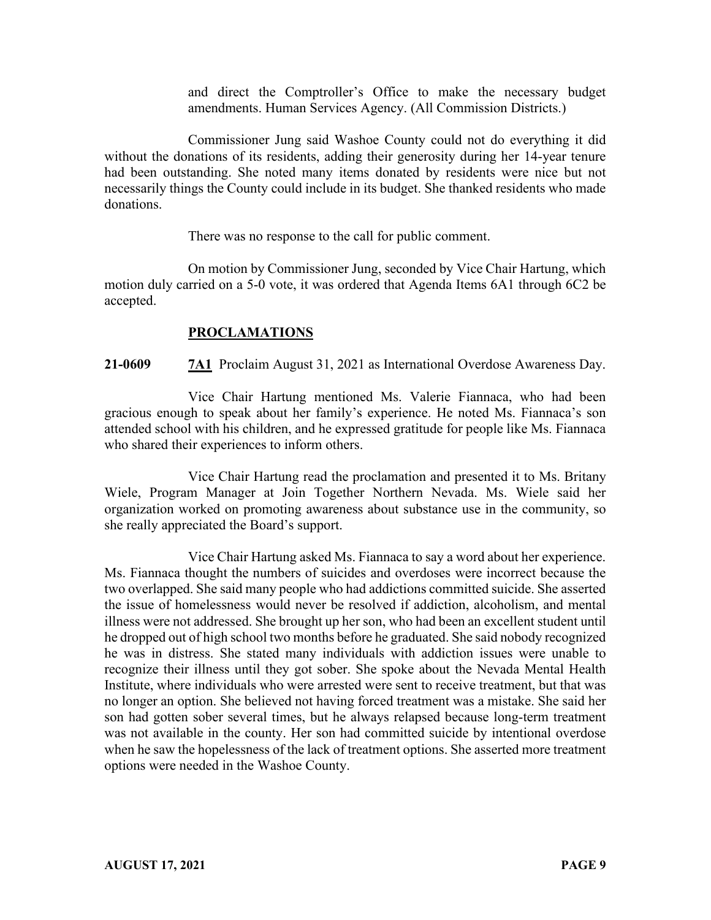and direct the Comptroller's Office to make the necessary budget amendments. Human Services Agency. (All Commission Districts.)

Commissioner Jung said Washoe County could not do everything it did without the donations of its residents, adding their generosity during her 14-year tenure had been outstanding. She noted many items donated by residents were nice but not necessarily things the County could include in its budget. She thanked residents who made donations.

There was no response to the call for public comment.

On motion by Commissioner Jung, seconded by Vice Chair Hartung, which motion duly carried on a 5-0 vote, it was ordered that Agenda Items 6A1 through 6C2 be accepted.

## PROCLAMATIONS

**21-0609** **7A1** Proclaim August 31, 2021 as International Overdose Awareness Day.

Vice Chair Hartung mentioned Ms. Valerie Fiannaca, who had been gracious enough to speak about her family's experience. He noted Ms. Fiannaca's son attended school with his children, and he expressed gratitude for people like Ms. Fiannaca who shared their experiences to inform others.

Vice Chair Hartung read the proclamation and presented it to Ms. Britany Wiele, Program Manager at Join Together Northern Nevada. Ms. Wiele said her organization worked on promoting awareness about substance use in the community, so she really appreciated the Board's support.

Vice Chair Hartung asked Ms. Fiannaca to say a word about her experience. Ms. Fiannaca thought the numbers of suicides and overdoses were incorrect because the two overlapped. She said many people who had addictions committed suicide. She asserted the issue of homelessness would never be resolved if addiction, alcoholism, and mental illness were not addressed. She brought up her son, who had been an excellent student until he dropped out of high school two months before he graduated. She said nobody recognized he was in distress. She stated many individuals with addiction issues were unable to recognize their illness until they got sober. She spoke about the Nevada Mental Health Institute, where individuals who were arrested were sent to receive treatment, but that was no longer an option. She believed not having forced treatment was a mistake. She said her son had gotten sober several times, but he always relapsed because long-term treatment was not available in the county. Her son had committed suicide by intentional overdose when he saw the hopelessness of the lack of treatment options. She asserted more treatment options were needed in the Washoe County.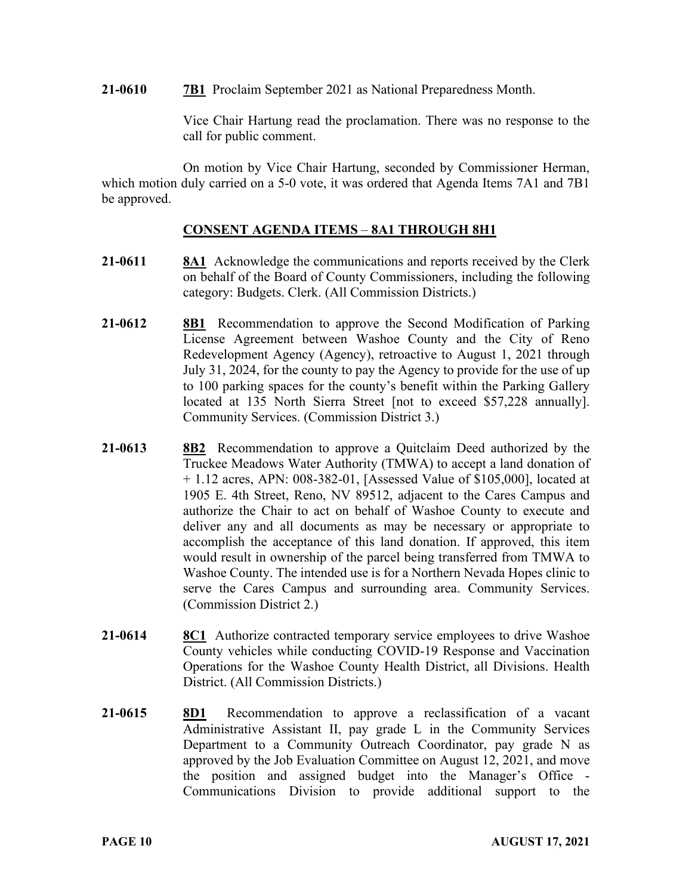**21-0610** **7B1** Proclaim September 2021 as National Preparedness Month.

Vice Chair Hartung read the proclamation. There was no response to the call for public comment.

On motion by Vice Chair Hartung, seconded by Commissioner Herman, which motion duly carried on a 5-0 vote, it was ordered that Agenda Items 7A1 and 7B1 be approved.

## CONSENT AGENDA ITEMS – 8A1 THROUGH 8H1

**21-0611** **8A1** Acknowledge the communications and reports received by the Clerk on behalf of the Board of County Commissioners, including the following category: Budgets. Clerk. (All Commission Districts.)

**21-0612** **8B1** Recommendation to approve the Second Modification of Parking License Agreement between Washoe County and the City of Reno Redevelopment Agency (Agency), retroactive to August 1, 2021 through July 31, 2024, for the county to pay the Agency to provide for the use of up to 100 parking spaces for the county's benefit within the Parking Gallery located at 135 North Sierra Street [not to exceed $57,228 annually]. Community Services. (Commission District 3.)

**21-0613** **8B2** Recommendation to approve a Quitclaim Deed authorized by the Truckee Meadows Water Authority (TMWA) to accept a land donation of + 1.12 acres, APN: 008-382-01, [Assessed Value of $105,000], located at 1905 E. 4th Street, Reno, NV 89512, adjacent to the Cares Campus and authorize the Chair to act on behalf of Washoe County to execute and deliver any and all documents as may be necessary or appropriate to accomplish the acceptance of this land donation. If approved, this item would result in ownership of the parcel being transferred from TMWA to Washoe County. The intended use is for a Northern Nevada Hopes clinic to serve the Cares Campus and surrounding area. Community Services. (Commission District 2.)

**21-0614** **8C1** Authorize contracted temporary service employees to drive Washoe County vehicles while conducting COVID-19 Response and Vaccination Operations for the Washoe County Health District, all Divisions. Health District. (All Commission Districts.)

**21-0615** **8D1** Recommendation to approve a reclassification of a vacant Administrative Assistant II, pay grade L in the Community Services Department to a Community Outreach Coordinator, pay grade N as approved by the Job Evaluation Committee on August 12, 2021, and move the position and assigned budget into the Manager's Office - Communications Division to provide additional support to the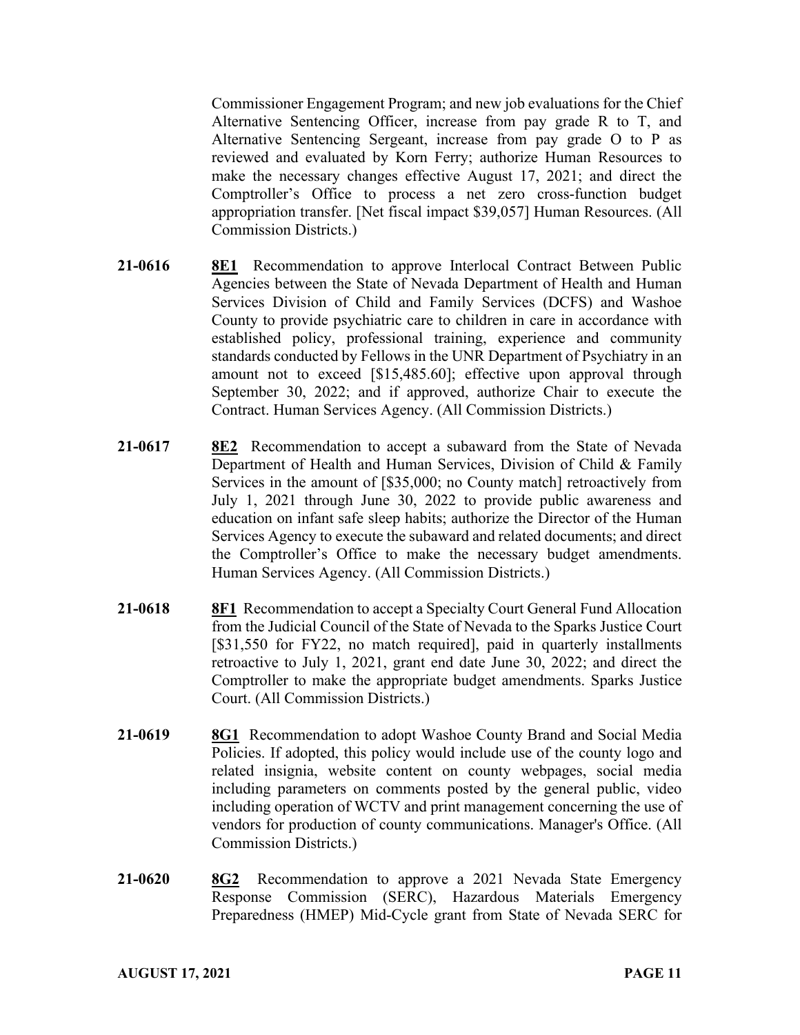Commissioner Engagement Program; and new job evaluations for the Chief Alternative Sentencing Officer, increase from pay grade R to T, and Alternative Sentencing Sergeant, increase from pay grade O to P as reviewed and evaluated by Korn Ferry; authorize Human Resources to make the necessary changes effective August 17, 2021; and direct the Comptroller's Office to process a net zero cross-function budget appropriation transfer. [Net fiscal impact $39,057] Human Resources. (All Commission Districts.)

**21-0616** **8E1** Recommendation to approve Interlocal Contract Between Public Agencies between the State of Nevada Department of Health and Human Services Division of Child and Family Services (DCFS) and Washoe County to provide psychiatric care to children in care in accordance with established policy, professional training, experience and community standards conducted by Fellows in the UNR Department of Psychiatry in an amount not to exceed [$15,485.60]; effective upon approval through September 30, 2022; and if approved, authorize Chair to execute the Contract. Human Services Agency. (All Commission Districts.)

**21-0617** **8E2** Recommendation to accept a subaward from the State of Nevada Department of Health and Human Services, Division of Child & Family Services in the amount of [$35,000; no County match] retroactively from July 1, 2021 through June 30, 2022 to provide public awareness and education on infant safe sleep habits; authorize the Director of the Human Services Agency to execute the subaward and related documents; and direct the Comptroller's Office to make the necessary budget amendments. Human Services Agency. (All Commission Districts.)

**21-0618** **8F1** Recommendation to accept a Specialty Court General Fund Allocation from the Judicial Council of the State of Nevada to the Sparks Justice Court [$31,550 for FY22, no match required], paid in quarterly installments retroactive to July 1, 2021, grant end date June 30, 2022; and direct the Comptroller to make the appropriate budget amendments. Sparks Justice Court. (All Commission Districts.)

**21-0619** **8G1** Recommendation to adopt Washoe County Brand and Social Media Policies. If adopted, this policy would include use of the county logo and related insignia, website content on county webpages, social media including parameters on comments posted by the general public, video including operation of WCTV and print management concerning the use of vendors for production of county communications. Manager's Office. (All Commission Districts.)

**21-0620** **8G2** Recommendation to approve a 2021 Nevada State Emergency Response Commission (SERC), Hazardous Materials Emergency Preparedness (HMEP) Mid-Cycle grant from State of Nevada SERC for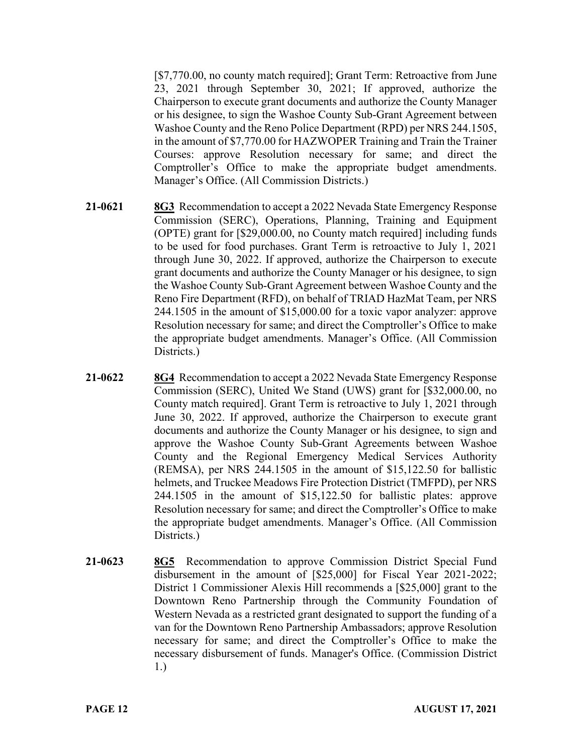[$7,770.00, no county match required]; Grant Term: Retroactive from June 23, 2021 through September 30, 2021; If approved, authorize the Chairperson to execute grant documents and authorize the County Manager or his designee, to sign the Washoe County Sub-Grant Agreement between Washoe County and the Reno Police Department (RPD) per NRS 244.1505, in the amount of $7,770.00 for HAZWOPER Training and Train the Trainer Courses: approve Resolution necessary for same; and direct the Comptroller's Office to make the appropriate budget amendments. Manager's Office. (All Commission Districts.)

**21-0621** **8G3** Recommendation to accept a 2022 Nevada State Emergency Response Commission (SERC), Operations, Planning, Training and Equipment (OPTE) grant for [$29,000.00, no County match required] including funds to be used for food purchases. Grant Term is retroactive to July 1, 2021 through June 30, 2022. If approved, authorize the Chairperson to execute grant documents and authorize the County Manager or his designee, to sign the Washoe County Sub-Grant Agreement between Washoe County and the Reno Fire Department (RFD), on behalf of TRIAD HazMat Team, per NRS 244.1505 in the amount of $15,000.00 for a toxic vapor analyzer: approve Resolution necessary for same; and direct the Comptroller's Office to make the appropriate budget amendments. Manager's Office. (All Commission Districts.)

**21-0622** **8G4** Recommendation to accept a 2022 Nevada State Emergency Response Commission (SERC), United We Stand (UWS) grant for [$32,000.00, no County match required]. Grant Term is retroactive to July 1, 2021 through June 30, 2022. If approved, authorize the Chairperson to execute grant documents and authorize the County Manager or his designee, to sign and approve the Washoe County Sub-Grant Agreements between Washoe County and the Regional Emergency Medical Services Authority (REMSA), per NRS 244.1505 in the amount of $15,122.50 for ballistic helmets, and Truckee Meadows Fire Protection District (TMFPD), per NRS 244.1505 in the amount of $15,122.50 for ballistic plates: approve Resolution necessary for same; and direct the Comptroller's Office to make the appropriate budget amendments. Manager's Office. (All Commission Districts.)

**21-0623** **8G5** Recommendation to approve Commission District Special Fund disbursement in the amount of [$25,000] for Fiscal Year 2021-2022; District 1 Commissioner Alexis Hill recommends a [$25,000] grant to the Downtown Reno Partnership through the Community Foundation of Western Nevada as a restricted grant designated to support the funding of a van for the Downtown Reno Partnership Ambassadors; approve Resolution necessary for same; and direct the Comptroller's Office to make the necessary disbursement of funds. Manager's Office. (Commission District 1.)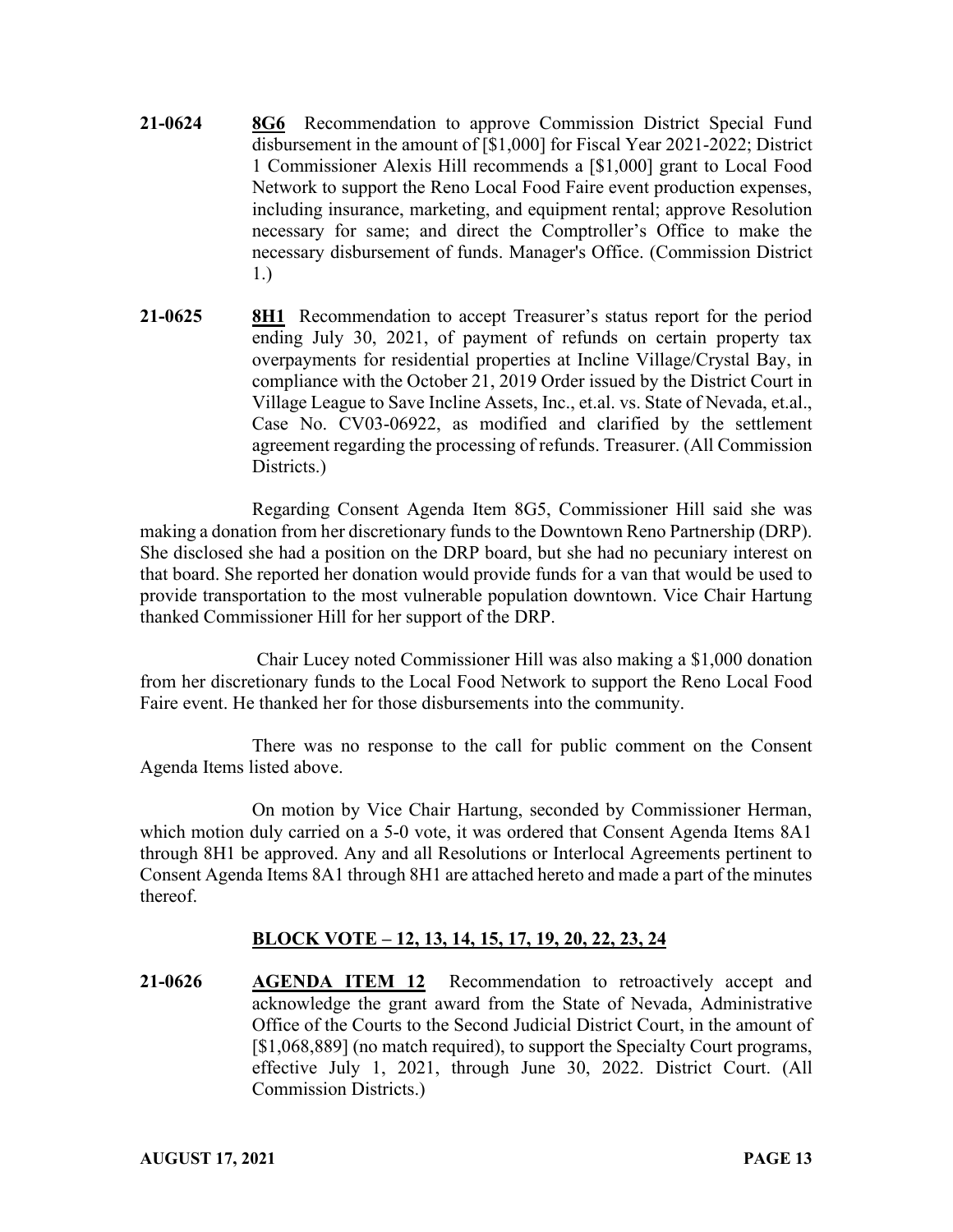**21-0624** **8G6** Recommendation to approve Commission District Special Fund disbursement in the amount of [$1,000] for Fiscal Year 2021-2022; District 1 Commissioner Alexis Hill recommends a [$1,000] grant to Local Food Network to support the Reno Local Food Faire event production expenses, including insurance, marketing, and equipment rental; approve Resolution necessary for same; and direct the Comptroller's Office to make the necessary disbursement of funds. Manager's Office. (Commission District 1.)

**21-0625** **8H1** Recommendation to accept Treasurer's status report for the period ending July 30, 2021, of payment of refunds on certain property tax overpayments for residential properties at Incline Village/Crystal Bay, in compliance with the October 21, 2019 Order issued by the District Court in Village League to Save Incline Assets, Inc., et.al. vs. State of Nevada, et.al., Case No. CV03-06922, as modified and clarified by the settlement agreement regarding the processing of refunds. Treasurer. (All Commission Districts.)

Regarding Consent Agenda Item 8G5, Commissioner Hill said she was making a donation from her discretionary funds to the Downtown Reno Partnership (DRP). She disclosed she had a position on the DRP board, but she had no pecuniary interest on that board. She reported her donation would provide funds for a van that would be used to provide transportation to the most vulnerable population downtown. Vice Chair Hartung thanked Commissioner Hill for her support of the DRP.

Chair Lucey noted Commissioner Hill was also making a $1,000 donation from her discretionary funds to the Local Food Network to support the Reno Local Food Faire event. He thanked her for those disbursements into the community.

There was no response to the call for public comment on the Consent Agenda Items listed above.

On motion by Vice Chair Hartung, seconded by Commissioner Herman, which motion duly carried on a 5-0 vote, it was ordered that Consent Agenda Items 8A1 through 8H1 be approved. Any and all Resolutions or Interlocal Agreements pertinent to Consent Agenda Items 8A1 through 8H1 are attached hereto and made a part of the minutes thereof.

**BLOCK VOTE – 12, 13, 14, 15, 17, 19, 20, 22, 23, 24**

**21-0626** **AGENDA ITEM 12** Recommendation to retroactively accept and acknowledge the grant award from the State of Nevada, Administrative Office of the Courts to the Second Judicial District Court, in the amount of [$1,068,889] (no match required), to support the Specialty Court programs, effective July 1, 2021, through June 30, 2022. District Court. (All Commission Districts.)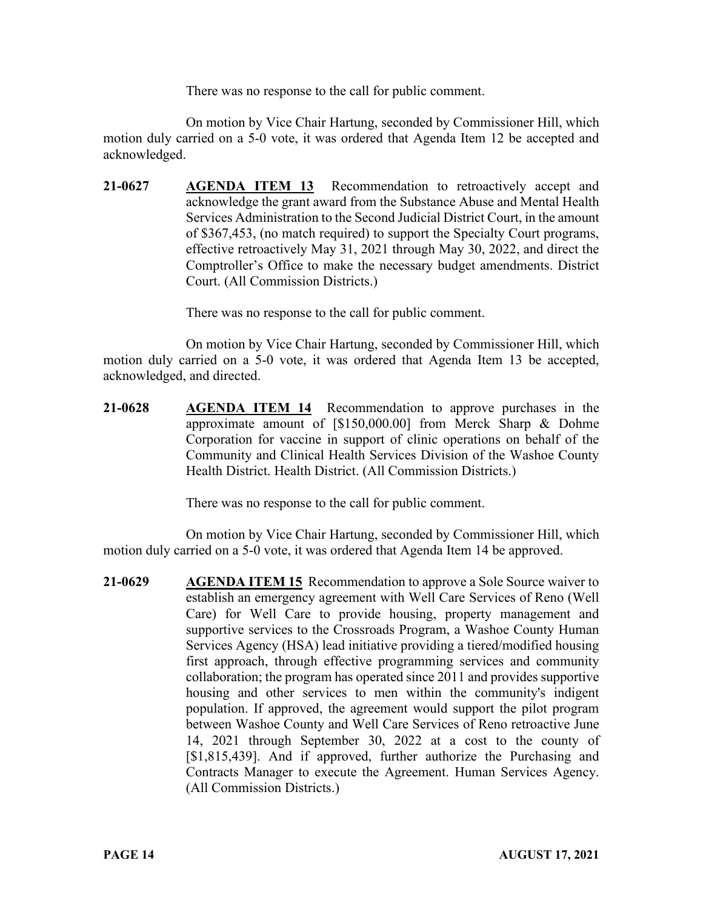There was no response to the call for public comment.

On motion by Vice Chair Hartung, seconded by Commissioner Hill, which motion duly carried on a 5-0 vote, it was ordered that Agenda Item 12 be accepted and acknowledged.

**21-0627** **AGENDA ITEM 13** Recommendation to retroactively accept and acknowledge the grant award from the Substance Abuse and Mental Health Services Administration to the Second Judicial District Court, in the amount of $367,453, (no match required) to support the Specialty Court programs, effective retroactively May 31, 2021 through May 30, 2022, and direct the Comptroller's Office to make the necessary budget amendments. District Court. (All Commission Districts.)

There was no response to the call for public comment.

On motion by Vice Chair Hartung, seconded by Commissioner Hill, which motion duly carried on a 5-0 vote, it was ordered that Agenda Item 13 be accepted, acknowledged, and directed.

**21-0628** **AGENDA ITEM 14** Recommendation to approve purchases in the approximate amount of [$150,000.00] from Merck Sharp & Dohme Corporation for vaccine in support of clinic operations on behalf of the Community and Clinical Health Services Division of the Washoe County Health District. Health District. (All Commission Districts.)

There was no response to the call for public comment.

On motion by Vice Chair Hartung, seconded by Commissioner Hill, which motion duly carried on a 5-0 vote, it was ordered that Agenda Item 14 be approved.

**21-0629** **AGENDA ITEM 15** Recommendation to approve a Sole Source waiver to establish an emergency agreement with Well Care Services of Reno (Well Care) for Well Care to provide housing, property management and supportive services to the Crossroads Program, a Washoe County Human Services Agency (HSA) lead initiative providing a tiered/modified housing first approach, through effective programming services and community collaboration; the program has operated since 2011 and provides supportive housing and other services to men within the community's indigent population. If approved, the agreement would support the pilot program between Washoe County and Well Care Services of Reno retroactive June 14, 2021 through September 30, 2022 at a cost to the county of [$1,815,439]. And if approved, further authorize the Purchasing and Contracts Manager to execute the Agreement. Human Services Agency. (All Commission Districts.)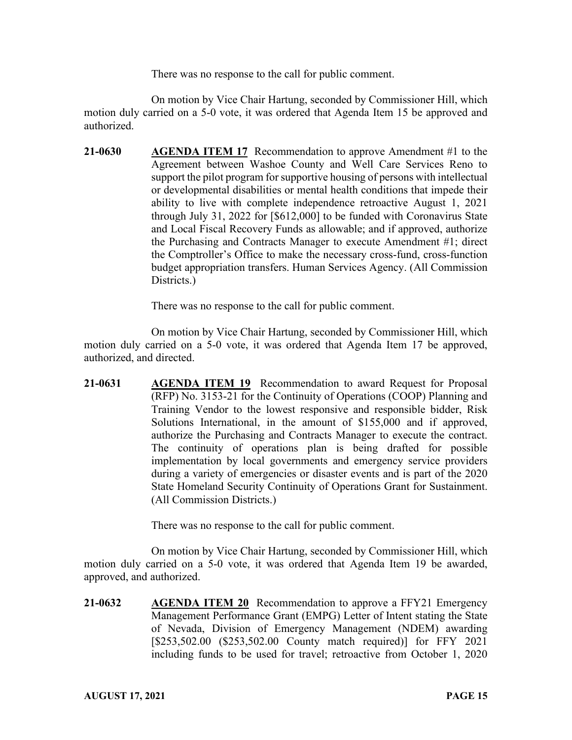There was no response to the call for public comment.

On motion by Vice Chair Hartung, seconded by Commissioner Hill, which motion duly carried on a 5-0 vote, it was ordered that Agenda Item 15 be approved and authorized.

**21-0630** **AGENDA ITEM 17** Recommendation to approve Amendment #1 to the Agreement between Washoe County and Well Care Services Reno to support the pilot program for supportive housing of persons with intellectual or developmental disabilities or mental health conditions that impede their ability to live with complete independence retroactive August 1, 2021 through July 31, 2022 for [$612,000] to be funded with Coronavirus State and Local Fiscal Recovery Funds as allowable; and if approved, authorize the Purchasing and Contracts Manager to execute Amendment #1; direct the Comptroller's Office to make the necessary cross-fund, cross-function budget appropriation transfers. Human Services Agency. (All Commission Districts.)

There was no response to the call for public comment.

On motion by Vice Chair Hartung, seconded by Commissioner Hill, which motion duly carried on a 5-0 vote, it was ordered that Agenda Item 17 be approved, authorized, and directed.

**21-0631** **AGENDA ITEM 19** Recommendation to award Request for Proposal (RFP) No. 3153-21 for the Continuity of Operations (COOP) Planning and Training Vendor to the lowest responsive and responsible bidder, Risk Solutions International, in the amount of $155,000 and if approved, authorize the Purchasing and Contracts Manager to execute the contract. The continuity of operations plan is being drafted for possible implementation by local governments and emergency service providers during a variety of emergencies or disaster events and is part of the 2020 State Homeland Security Continuity of Operations Grant for Sustainment. (All Commission Districts.)

There was no response to the call for public comment.

On motion by Vice Chair Hartung, seconded by Commissioner Hill, which motion duly carried on a 5-0 vote, it was ordered that Agenda Item 19 be awarded, approved, and authorized.

**21-0632** **AGENDA ITEM 20** Recommendation to approve a FFY21 Emergency Management Performance Grant (EMPG) Letter of Intent stating the State of Nevada, Division of Emergency Management (NDEM) awarding [$253,502.00 ($253,502.00 County match required)] for FFY 2021 including funds to be used for travel; retroactive from October 1, 2020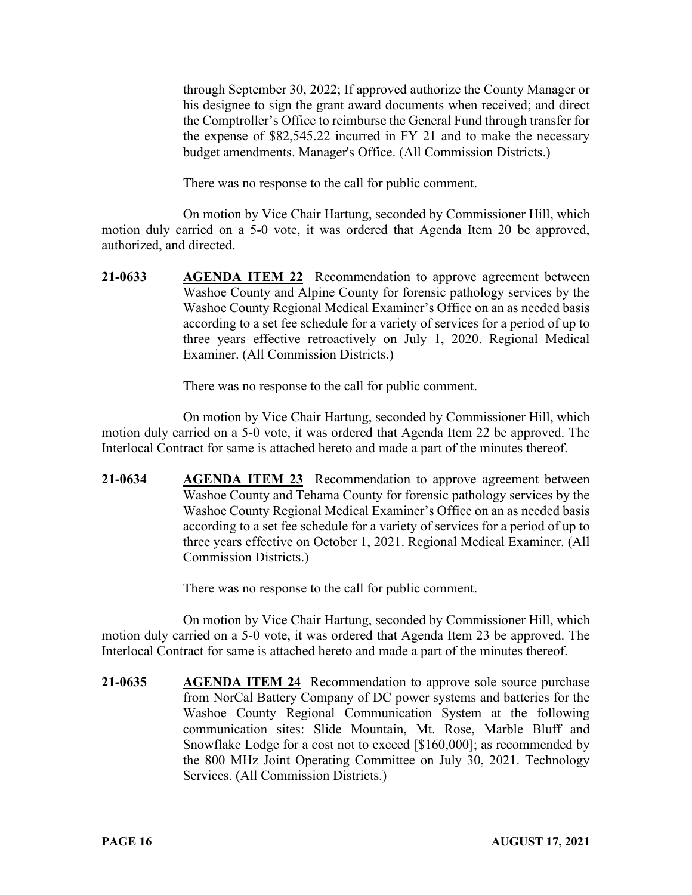through September 30, 2022; If approved authorize the County Manager or his designee to sign the grant award documents when received; and direct the Comptroller's Office to reimburse the General Fund through transfer for the expense of $82,545.22 incurred in FY 21 and to make the necessary budget amendments. Manager's Office. (All Commission Districts.)

There was no response to the call for public comment.

On motion by Vice Chair Hartung, seconded by Commissioner Hill, which motion duly carried on a 5-0 vote, it was ordered that Agenda Item 20 be approved, authorized, and directed.

**21-0633** **AGENDA ITEM 22** Recommendation to approve agreement between Washoe County and Alpine County for forensic pathology services by the Washoe County Regional Medical Examiner's Office on an as needed basis according to a set fee schedule for a variety of services for a period of up to three years effective retroactively on July 1, 2020. Regional Medical Examiner. (All Commission Districts.)

There was no response to the call for public comment.

On motion by Vice Chair Hartung, seconded by Commissioner Hill, which motion duly carried on a 5-0 vote, it was ordered that Agenda Item 22 be approved. The Interlocal Contract for same is attached hereto and made a part of the minutes thereof.

**21-0634** **AGENDA ITEM 23** Recommendation to approve agreement between Washoe County and Tehama County for forensic pathology services by the Washoe County Regional Medical Examiner's Office on an as needed basis according to a set fee schedule for a variety of services for a period of up to three years effective on October 1, 2021. Regional Medical Examiner. (All Commission Districts.)

There was no response to the call for public comment.

On motion by Vice Chair Hartung, seconded by Commissioner Hill, which motion duly carried on a 5-0 vote, it was ordered that Agenda Item 23 be approved. The Interlocal Contract for same is attached hereto and made a part of the minutes thereof.

**21-0635** **AGENDA ITEM 24** Recommendation to approve sole source purchase from NorCal Battery Company of DC power systems and batteries for the Washoe County Regional Communication System at the following communication sites: Slide Mountain, Mt. Rose, Marble Bluff and Snowflake Lodge for a cost not to exceed [$160,000]; as recommended by the 800 MHz Joint Operating Committee on July 30, 2021. Technology Services. (All Commission Districts.)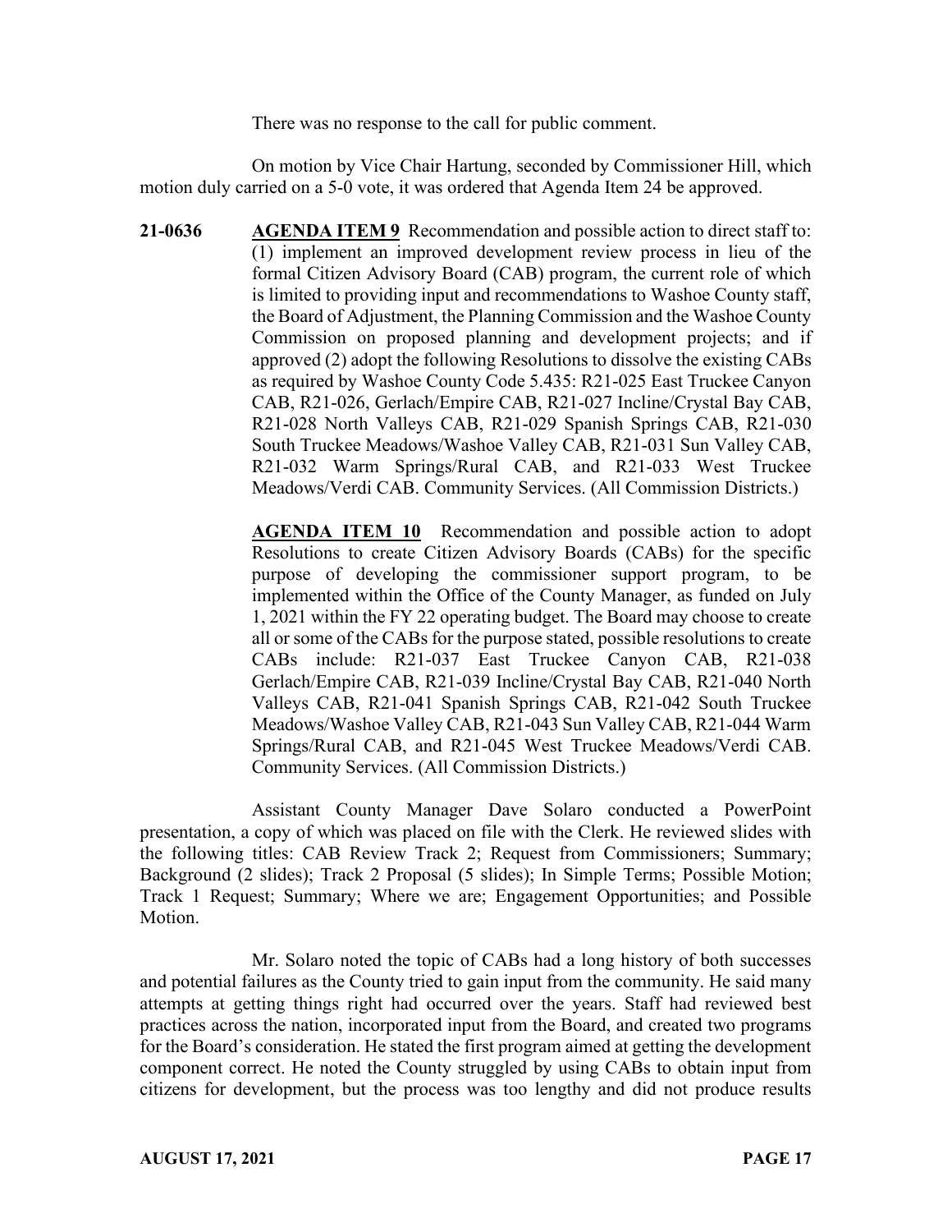There was no response to the call for public comment.

On motion by Vice Chair Hartung, seconded by Commissioner Hill, which motion duly carried on a 5-0 vote, it was ordered that Agenda Item 24 be approved.

**21-0636** **AGENDA ITEM 9** Recommendation and possible action to direct staff to: (1) implement an improved development review process in lieu of the formal Citizen Advisory Board (CAB) program, the current role of which is limited to providing input and recommendations to Washoe County staff, the Board of Adjustment, the Planning Commission and the Washoe County Commission on proposed planning and development projects; and if approved (2) adopt the following Resolutions to dissolve the existing CABs as required by Washoe County Code 5.435: R21-025 East Truckee Canyon CAB, R21-026, Gerlach/Empire CAB, R21-027 Incline/Crystal Bay CAB, R21-028 North Valleys CAB, R21-029 Spanish Springs CAB, R21-030 South Truckee Meadows/Washoe Valley CAB, R21-031 Sun Valley CAB, R21-032 Warm Springs/Rural CAB, and R21-033 West Truckee Meadows/Verdi CAB. Community Services. (All Commission Districts.)

**AGENDA ITEM 10** Recommendation and possible action to adopt Resolutions to create Citizen Advisory Boards (CABs) for the specific purpose of developing the commissioner support program, to be implemented within the Office of the County Manager, as funded on July 1, 2021 within the FY 22 operating budget. The Board may choose to create all or some of the CABs for the purpose stated, possible resolutions to create CABs include: R21-037 East Truckee Canyon CAB, R21-038 Gerlach/Empire CAB, R21-039 Incline/Crystal Bay CAB, R21-040 North Valleys CAB, R21-041 Spanish Springs CAB, R21-042 South Truckee Meadows/Washoe Valley CAB, R21-043 Sun Valley CAB, R21-044 Warm Springs/Rural CAB, and R21-045 West Truckee Meadows/Verdi CAB. Community Services. (All Commission Districts.)

Assistant County Manager Dave Solaro conducted a PowerPoint presentation, a copy of which was placed on file with the Clerk. He reviewed slides with the following titles: CAB Review Track 2; Request from Commissioners; Summary; Background (2 slides); Track 2 Proposal (5 slides); In Simple Terms; Possible Motion; Track 1 Request; Summary; Where we are; Engagement Opportunities; and Possible Motion.

Mr. Solaro noted the topic of CABs had a long history of both successes and potential failures as the County tried to gain input from the community. He said many attempts at getting things right had occurred over the years. Staff had reviewed best practices across the nation, incorporated input from the Board, and created two programs for the Board's consideration. He stated the first program aimed at getting the development component correct. He noted the County struggled by using CABs to obtain input from citizens for development, but the process was too lengthy and did not produce results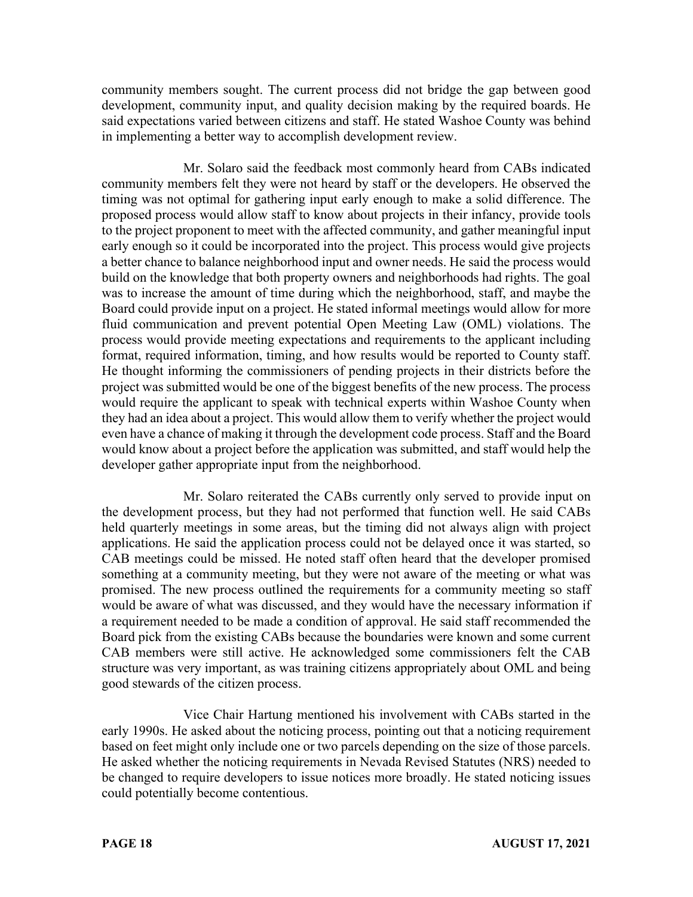community members sought. The current process did not bridge the gap between good development, community input, and quality decision making by the required boards. He said expectations varied between citizens and staff. He stated Washoe County was behind in implementing a better way to accomplish development review.

Mr. Solaro said the feedback most commonly heard from CABs indicated community members felt they were not heard by staff or the developers. He observed the timing was not optimal for gathering input early enough to make a solid difference. The proposed process would allow staff to know about projects in their infancy, provide tools to the project proponent to meet with the affected community, and gather meaningful input early enough so it could be incorporated into the project. This process would give projects a better chance to balance neighborhood input and owner needs. He said the process would build on the knowledge that both property owners and neighborhoods had rights. The goal was to increase the amount of time during which the neighborhood, staff, and maybe the Board could provide input on a project. He stated informal meetings would allow for more fluid communication and prevent potential Open Meeting Law (OML) violations. The process would provide meeting expectations and requirements to the applicant including format, required information, timing, and how results would be reported to County staff. He thought informing the commissioners of pending projects in their districts before the project was submitted would be one of the biggest benefits of the new process. The process would require the applicant to speak with technical experts within Washoe County when they had an idea about a project. This would allow them to verify whether the project would even have a chance of making it through the development code process. Staff and the Board would know about a project before the application was submitted, and staff would help the developer gather appropriate input from the neighborhood.

Mr. Solaro reiterated the CABs currently only served to provide input on the development process, but they had not performed that function well. He said CABs held quarterly meetings in some areas, but the timing did not always align with project applications. He said the application process could not be delayed once it was started, so CAB meetings could be missed. He noted staff often heard that the developer promised something at a community meeting, but they were not aware of the meeting or what was promised. The new process outlined the requirements for a community meeting so staff would be aware of what was discussed, and they would have the necessary information if a requirement needed to be made a condition of approval. He said staff recommended the Board pick from the existing CABs because the boundaries were known and some current CAB members were still active. He acknowledged some commissioners felt the CAB structure was very important, as was training citizens appropriately about OML and being good stewards of the citizen process.

Vice Chair Hartung mentioned his involvement with CABs started in the early 1990s. He asked about the noticing process, pointing out that a noticing requirement based on feet might only include one or two parcels depending on the size of those parcels. He asked whether the noticing requirements in Nevada Revised Statutes (NRS) needed to be changed to require developers to issue notices more broadly. He stated noticing issues could potentially become contentious.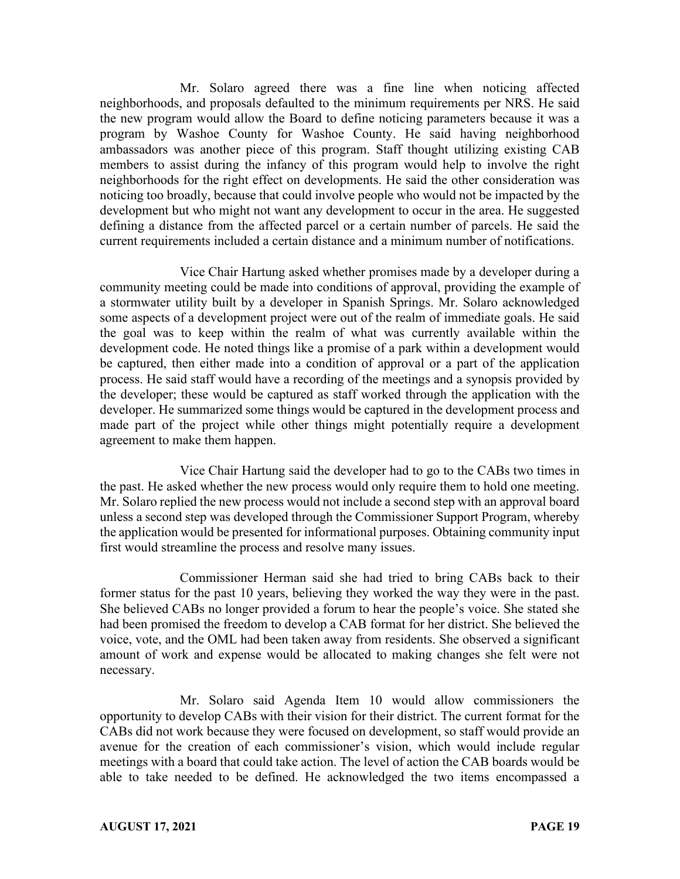Mr. Solaro agreed there was a fine line when noticing affected neighborhoods, and proposals defaulted to the minimum requirements per NRS. He said the new program would allow the Board to define noticing parameters because it was a program by Washoe County for Washoe County. He said having neighborhood ambassadors was another piece of this program. Staff thought utilizing existing CAB members to assist during the infancy of this program would help to involve the right neighborhoods for the right effect on developments. He said the other consideration was noticing too broadly, because that could involve people who would not be impacted by the development but who might not want any development to occur in the area. He suggested defining a distance from the affected parcel or a certain number of parcels. He said the current requirements included a certain distance and a minimum number of notifications.

Vice Chair Hartung asked whether promises made by a developer during a community meeting could be made into conditions of approval, providing the example of a stormwater utility built by a developer in Spanish Springs. Mr. Solaro acknowledged some aspects of a development project were out of the realm of immediate goals. He said the goal was to keep within the realm of what was currently available within the development code. He noted things like a promise of a park within a development would be captured, then either made into a condition of approval or a part of the application process. He said staff would have a recording of the meetings and a synopsis provided by the developer; these would be captured as staff worked through the application with the developer. He summarized some things would be captured in the development process and made part of the project while other things might potentially require a development agreement to make them happen.

Vice Chair Hartung said the developer had to go to the CABs two times in the past. He asked whether the new process would only require them to hold one meeting. Mr. Solaro replied the new process would not include a second step with an approval board unless a second step was developed through the Commissioner Support Program, whereby the application would be presented for informational purposes. Obtaining community input first would streamline the process and resolve many issues.

Commissioner Herman said she had tried to bring CABs back to their former status for the past 10 years, believing they worked the way they were in the past. She believed CABs no longer provided a forum to hear the people's voice. She stated she had been promised the freedom to develop a CAB format for her district. She believed the voice, vote, and the OML had been taken away from residents. She observed a significant amount of work and expense would be allocated to making changes she felt were not necessary.

Mr. Solaro said Agenda Item 10 would allow commissioners the opportunity to develop CABs with their vision for their district. The current format for the CABs did not work because they were focused on development, so staff would provide an avenue for the creation of each commissioner's vision, which would include regular meetings with a board that could take action. The level of action the CAB boards would be able to take needed to be defined. He acknowledged the two items encompassed a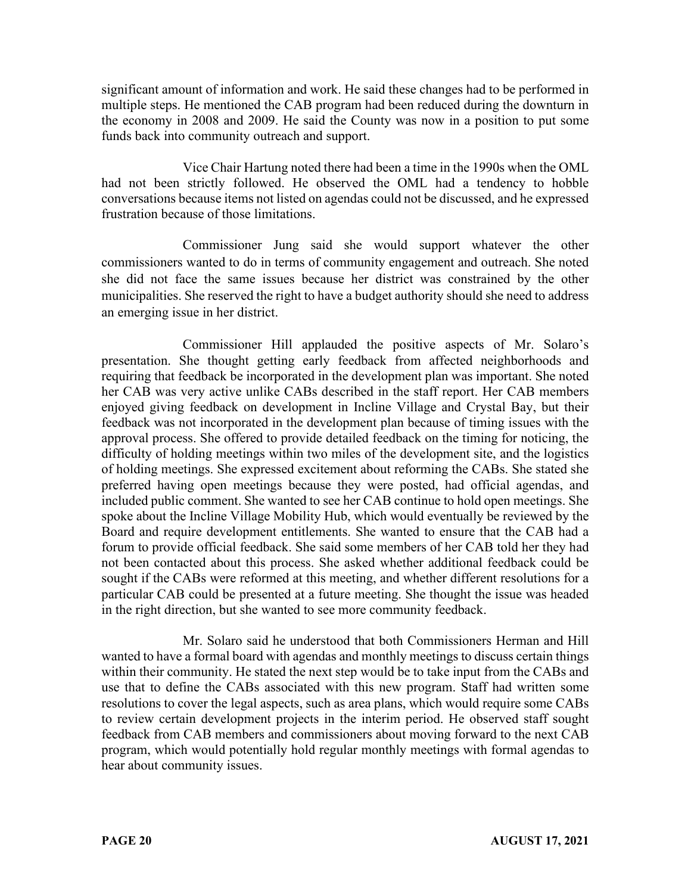significant amount of information and work. He said these changes had to be performed in multiple steps. He mentioned the CAB program had been reduced during the downturn in the economy in 2008 and 2009. He said the County was now in a position to put some funds back into community outreach and support.

Vice Chair Hartung noted there had been a time in the 1990s when the OML had not been strictly followed. He observed the OML had a tendency to hobble conversations because items not listed on agendas could not be discussed, and he expressed frustration because of those limitations.

Commissioner Jung said she would support whatever the other commissioners wanted to do in terms of community engagement and outreach. She noted she did not face the same issues because her district was constrained by the other municipalities. She reserved the right to have a budget authority should she need to address an emerging issue in her district.

Commissioner Hill applauded the positive aspects of Mr. Solaro's presentation. She thought getting early feedback from affected neighborhoods and requiring that feedback be incorporated in the development plan was important. She noted her CAB was very active unlike CABs described in the staff report. Her CAB members enjoyed giving feedback on development in Incline Village and Crystal Bay, but their feedback was not incorporated in the development plan because of timing issues with the approval process. She offered to provide detailed feedback on the timing for noticing, the difficulty of holding meetings within two miles of the development site, and the logistics of holding meetings. She expressed excitement about reforming the CABs. She stated she preferred having open meetings because they were posted, had official agendas, and included public comment. She wanted to see her CAB continue to hold open meetings. She spoke about the Incline Village Mobility Hub, which would eventually be reviewed by the Board and require development entitlements. She wanted to ensure that the CAB had a forum to provide official feedback. She said some members of her CAB told her they had not been contacted about this process. She asked whether additional feedback could be sought if the CABs were reformed at this meeting, and whether different resolutions for a particular CAB could be presented at a future meeting. She thought the issue was headed in the right direction, but she wanted to see more community feedback.

Mr. Solaro said he understood that both Commissioners Herman and Hill wanted to have a formal board with agendas and monthly meetings to discuss certain things within their community. He stated the next step would be to take input from the CABs and use that to define the CABs associated with this new program. Staff had written some resolutions to cover the legal aspects, such as area plans, which would require some CABs to review certain development projects in the interim period. He observed staff sought feedback from CAB members and commissioners about moving forward to the next CAB program, which would potentially hold regular monthly meetings with formal agendas to hear about community issues.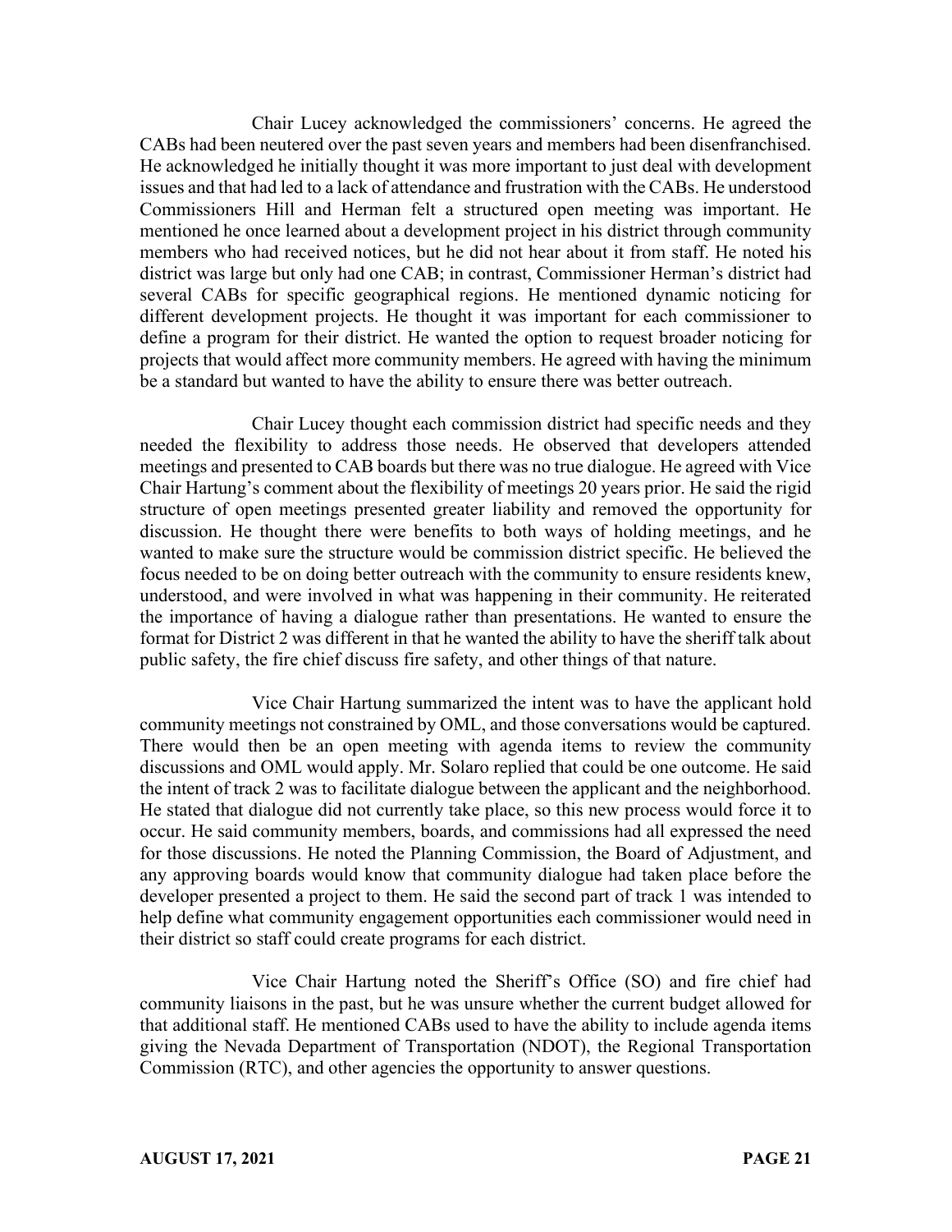Chair Lucey acknowledged the commissioners' concerns. He agreed the CABs had been neutered over the past seven years and members had been disenfranchised. He acknowledged he initially thought it was more important to just deal with development issues and that had led to a lack of attendance and frustration with the CABs. He understood Commissioners Hill and Herman felt a structured open meeting was important. He mentioned he once learned about a development project in his district through community members who had received notices, but he did not hear about it from staff. He noted his district was large but only had one CAB; in contrast, Commissioner Herman's district had several CABs for specific geographical regions. He mentioned dynamic noticing for different development projects. He thought it was important for each commissioner to define a program for their district. He wanted the option to request broader noticing for projects that would affect more community members. He agreed with having the minimum be a standard but wanted to have the ability to ensure there was better outreach.

Chair Lucey thought each commission district had specific needs and they needed the flexibility to address those needs. He observed that developers attended meetings and presented to CAB boards but there was no true dialogue. He agreed with Vice Chair Hartung's comment about the flexibility of meetings 20 years prior. He said the rigid structure of open meetings presented greater liability and removed the opportunity for discussion. He thought there were benefits to both ways of holding meetings, and he wanted to make sure the structure would be commission district specific. He believed the focus needed to be on doing better outreach with the community to ensure residents knew, understood, and were involved in what was happening in their community. He reiterated the importance of having a dialogue rather than presentations. He wanted to ensure the format for District 2 was different in that he wanted the ability to have the sheriff talk about public safety, the fire chief discuss fire safety, and other things of that nature.

Vice Chair Hartung summarized the intent was to have the applicant hold community meetings not constrained by OML, and those conversations would be captured. There would then be an open meeting with agenda items to review the community discussions and OML would apply. Mr. Solaro replied that could be one outcome. He said the intent of track 2 was to facilitate dialogue between the applicant and the neighborhood. He stated that dialogue did not currently take place, so this new process would force it to occur. He said community members, boards, and commissions had all expressed the need for those discussions. He noted the Planning Commission, the Board of Adjustment, and any approving boards would know that community dialogue had taken place before the developer presented a project to them. He said the second part of track 1 was intended to help define what community engagement opportunities each commissioner would need in their district so staff could create programs for each district.

Vice Chair Hartung noted the Sheriff's Office (SO) and fire chief had community liaisons in the past, but he was unsure whether the current budget allowed for that additional staff. He mentioned CABs used to have the ability to include agenda items giving the Nevada Department of Transportation (NDOT), the Regional Transportation Commission (RTC), and other agencies the opportunity to answer questions.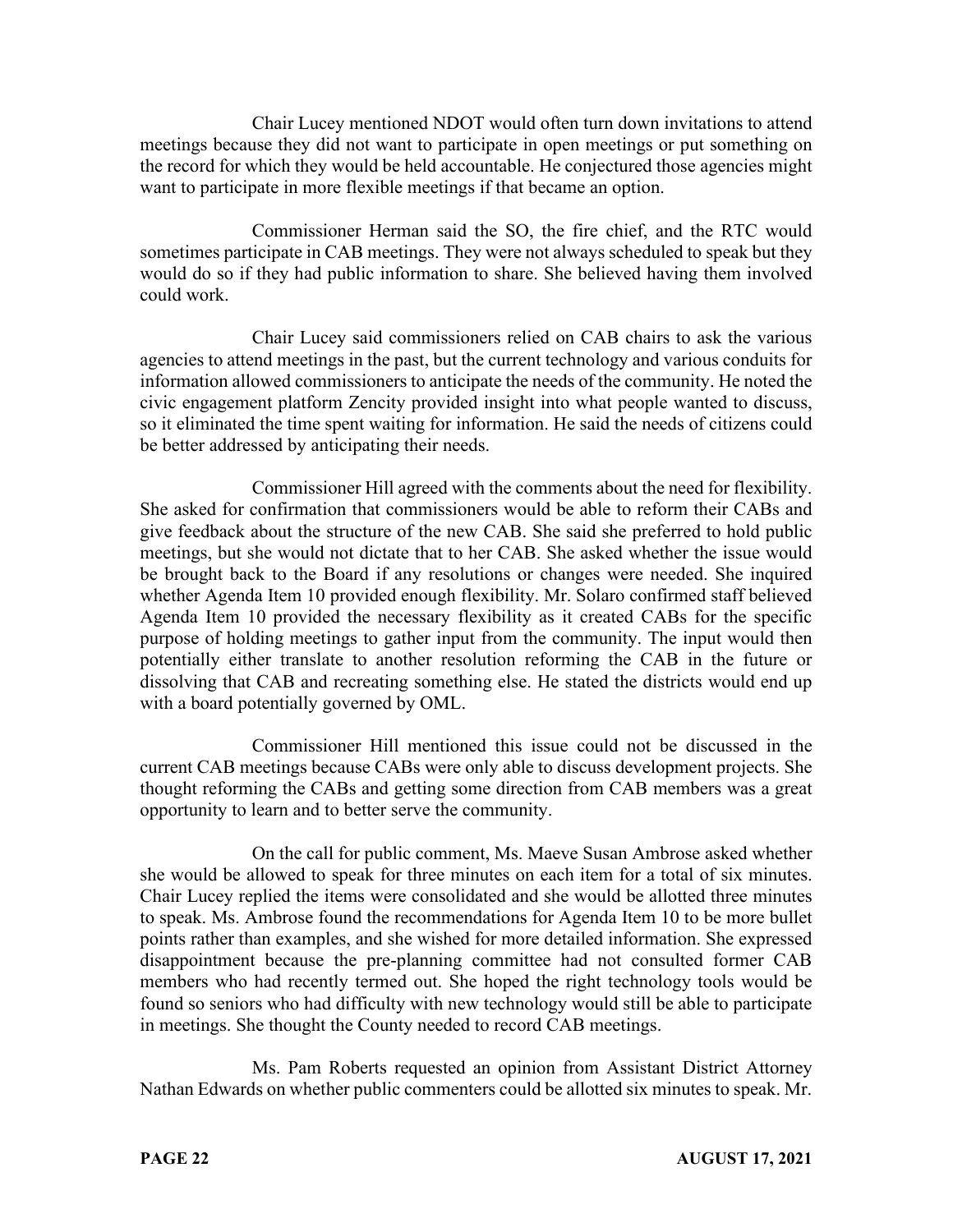Chair Lucey mentioned NDOT would often turn down invitations to attend meetings because they did not want to participate in open meetings or put something on the record for which they would be held accountable. He conjectured those agencies might want to participate in more flexible meetings if that became an option.

Commissioner Herman said the SO, the fire chief, and the RTC would sometimes participate in CAB meetings. They were not always scheduled to speak but they would do so if they had public information to share. She believed having them involved could work.

Chair Lucey said commissioners relied on CAB chairs to ask the various agencies to attend meetings in the past, but the current technology and various conduits for information allowed commissioners to anticipate the needs of the community. He noted the civic engagement platform Zencity provided insight into what people wanted to discuss, so it eliminated the time spent waiting for information. He said the needs of citizens could be better addressed by anticipating their needs.

Commissioner Hill agreed with the comments about the need for flexibility. She asked for confirmation that commissioners would be able to reform their CABs and give feedback about the structure of the new CAB. She said she preferred to hold public meetings, but she would not dictate that to her CAB. She asked whether the issue would be brought back to the Board if any resolutions or changes were needed. She inquired whether Agenda Item 10 provided enough flexibility. Mr. Solaro confirmed staff believed Agenda Item 10 provided the necessary flexibility as it created CABs for the specific purpose of holding meetings to gather input from the community. The input would then potentially either translate to another resolution reforming the CAB in the future or dissolving that CAB and recreating something else. He stated the districts would end up with a board potentially governed by OML.

Commissioner Hill mentioned this issue could not be discussed in the current CAB meetings because CABs were only able to discuss development projects. She thought reforming the CABs and getting some direction from CAB members was a great opportunity to learn and to better serve the community.

On the call for public comment, Ms. Maeve Susan Ambrose asked whether she would be allowed to speak for three minutes on each item for a total of six minutes. Chair Lucey replied the items were consolidated and she would be allotted three minutes to speak. Ms. Ambrose found the recommendations for Agenda Item 10 to be more bullet points rather than examples, and she wished for more detailed information. She expressed disappointment because the pre-planning committee had not consulted former CAB members who had recently termed out. She hoped the right technology tools would be found so seniors who had difficulty with new technology would still be able to participate in meetings. She thought the County needed to record CAB meetings.

Ms. Pam Roberts requested an opinion from Assistant District Attorney Nathan Edwards on whether public commenters could be allotted six minutes to speak. Mr.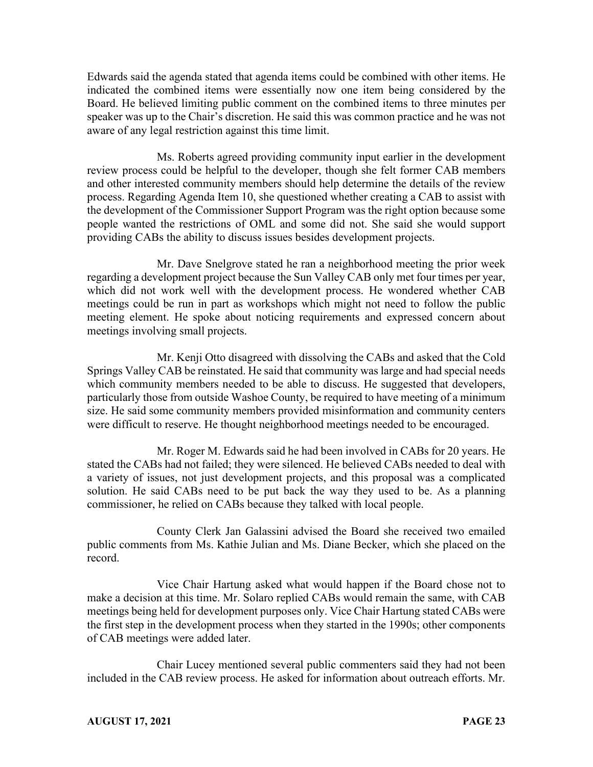Edwards said the agenda stated that agenda items could be combined with other items. He indicated the combined items were essentially now one item being considered by the Board. He believed limiting public comment on the combined items to three minutes per speaker was up to the Chair's discretion. He said this was common practice and he was not aware of any legal restriction against this time limit.

Ms. Roberts agreed providing community input earlier in the development review process could be helpful to the developer, though she felt former CAB members and other interested community members should help determine the details of the review process. Regarding Agenda Item 10, she questioned whether creating a CAB to assist with the development of the Commissioner Support Program was the right option because some people wanted the restrictions of OML and some did not. She said she would support providing CABs the ability to discuss issues besides development projects.

Mr. Dave Snelgrove stated he ran a neighborhood meeting the prior week regarding a development project because the Sun Valley CAB only met four times per year, which did not work well with the development process. He wondered whether CAB meetings could be run in part as workshops which might not need to follow the public meeting element. He spoke about noticing requirements and expressed concern about meetings involving small projects.

Mr. Kenji Otto disagreed with dissolving the CABs and asked that the Cold Springs Valley CAB be reinstated. He said that community was large and had special needs which community members needed to be able to discuss. He suggested that developers, particularly those from outside Washoe County, be required to have meeting of a minimum size. He said some community members provided misinformation and community centers were difficult to reserve. He thought neighborhood meetings needed to be encouraged.

Mr. Roger M. Edwards said he had been involved in CABs for 20 years. He stated the CABs had not failed; they were silenced. He believed CABs needed to deal with a variety of issues, not just development projects, and this proposal was a complicated solution. He said CABs need to be put back the way they used to be. As a planning commissioner, he relied on CABs because they talked with local people.

County Clerk Jan Galassini advised the Board she received two emailed public comments from Ms. Kathie Julian and Ms. Diane Becker, which she placed on the record.

Vice Chair Hartung asked what would happen if the Board chose not to make a decision at this time. Mr. Solaro replied CABs would remain the same, with CAB meetings being held for development purposes only. Vice Chair Hartung stated CABs were the first step in the development process when they started in the 1990s; other components of CAB meetings were added later.

Chair Lucey mentioned several public commenters said they had not been included in the CAB review process. He asked for information about outreach efforts. Mr.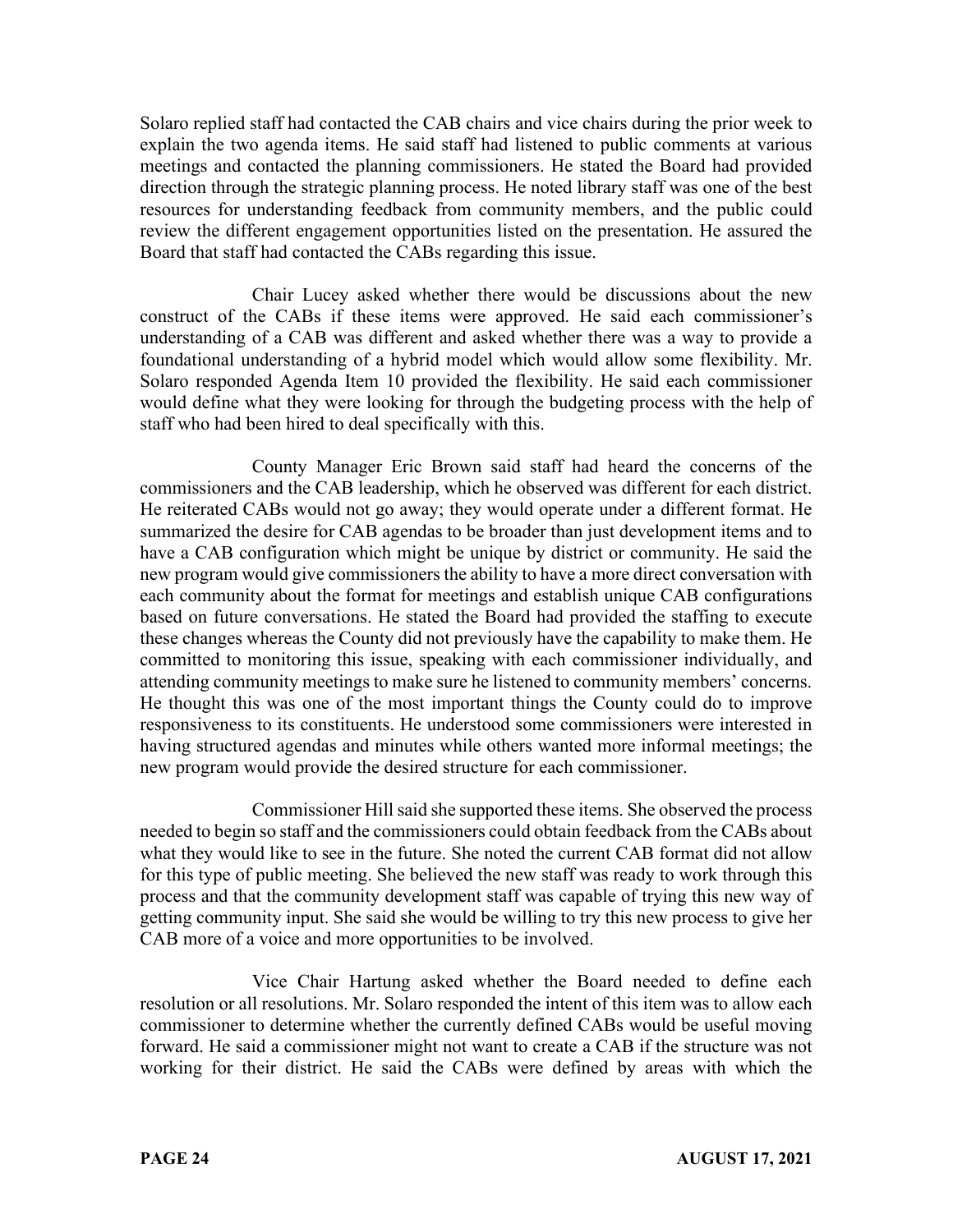Solaro replied staff had contacted the CAB chairs and vice chairs during the prior week to explain the two agenda items. He said staff had listened to public comments at various meetings and contacted the planning commissioners. He stated the Board had provided direction through the strategic planning process. He noted library staff was one of the best resources for understanding feedback from community members, and the public could review the different engagement opportunities listed on the presentation. He assured the Board that staff had contacted the CABs regarding this issue.

Chair Lucey asked whether there would be discussions about the new construct of the CABs if these items were approved. He said each commissioner's understanding of a CAB was different and asked whether there was a way to provide a foundational understanding of a hybrid model which would allow some flexibility. Mr. Solaro responded Agenda Item 10 provided the flexibility. He said each commissioner would define what they were looking for through the budgeting process with the help of staff who had been hired to deal specifically with this.

County Manager Eric Brown said staff had heard the concerns of the commissioners and the CAB leadership, which he observed was different for each district. He reiterated CABs would not go away; they would operate under a different format. He summarized the desire for CAB agendas to be broader than just development items and to have a CAB configuration which might be unique by district or community. He said the new program would give commissioners the ability to have a more direct conversation with each community about the format for meetings and establish unique CAB configurations based on future conversations. He stated the Board had provided the staffing to execute these changes whereas the County did not previously have the capability to make them. He committed to monitoring this issue, speaking with each commissioner individually, and attending community meetings to make sure he listened to community members' concerns. He thought this was one of the most important things the County could do to improve responsiveness to its constituents. He understood some commissioners were interested in having structured agendas and minutes while others wanted more informal meetings; the new program would provide the desired structure for each commissioner.

Commissioner Hill said she supported these items. She observed the process needed to begin so staff and the commissioners could obtain feedback from the CABs about what they would like to see in the future. She noted the current CAB format did not allow for this type of public meeting. She believed the new staff was ready to work through this process and that the community development staff was capable of trying this new way of getting community input. She said she would be willing to try this new process to give her CAB more of a voice and more opportunities to be involved.

Vice Chair Hartung asked whether the Board needed to define each resolution or all resolutions. Mr. Solaro responded the intent of this item was to allow each commissioner to determine whether the currently defined CABs would be useful moving forward. He said a commissioner might not want to create a CAB if the structure was not working for their district. He said the CABs were defined by areas with which the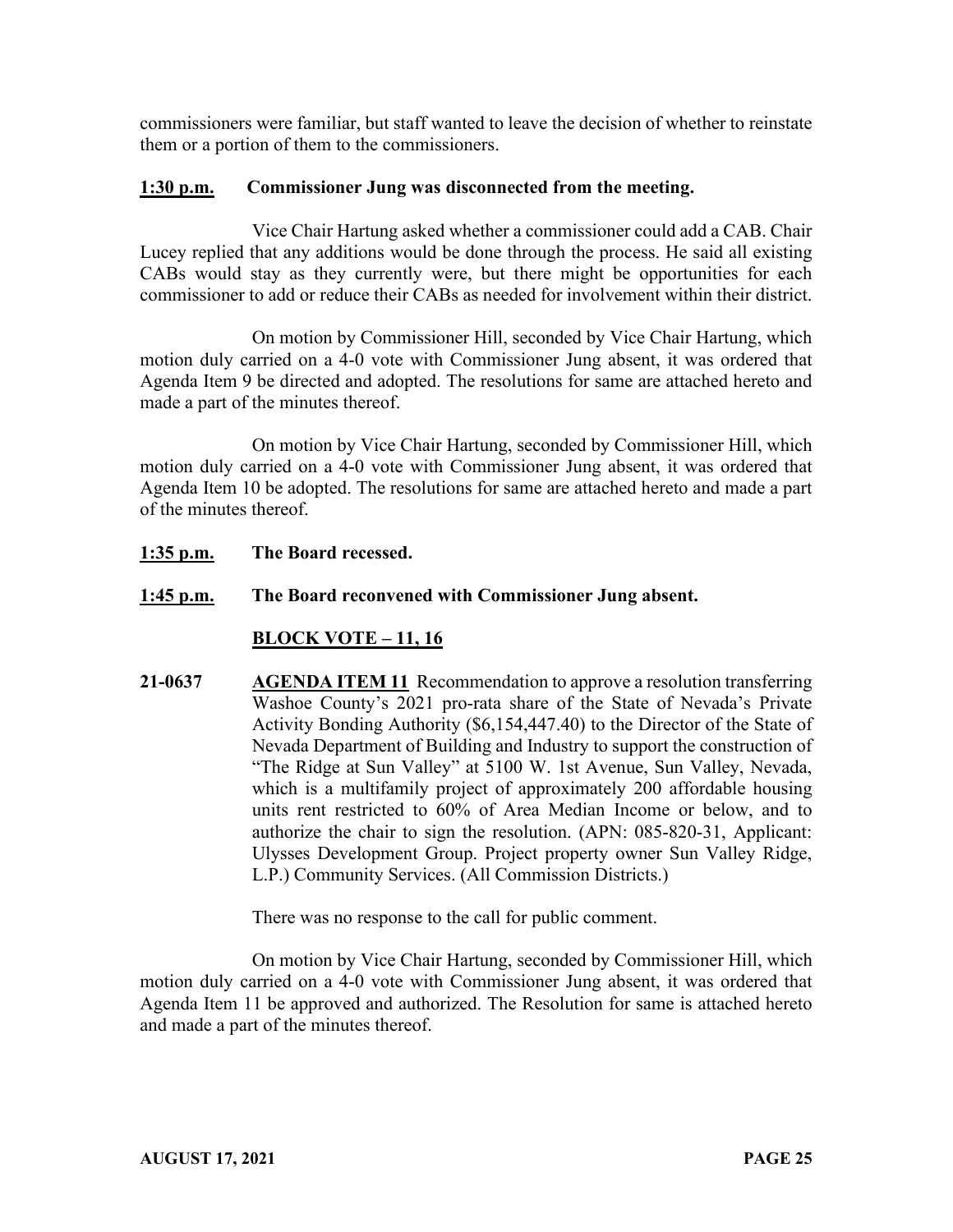commissioners were familiar, but staff wanted to leave the decision of whether to reinstate them or a portion of them to the commissioners.

**1:30 p.m.** **Commissioner Jung was disconnected from the meeting.**

Vice Chair Hartung asked whether a commissioner could add a CAB. Chair Lucey replied that any additions would be done through the process. He said all existing CABs would stay as they currently were, but there might be opportunities for each commissioner to add or reduce their CABs as needed for involvement within their district.

On motion by Commissioner Hill, seconded by Vice Chair Hartung, which motion duly carried on a 4-0 vote with Commissioner Jung absent, it was ordered that Agenda Item 9 be directed and adopted. The resolutions for same are attached hereto and made a part of the minutes thereof.

On motion by Vice Chair Hartung, seconded by Commissioner Hill, which motion duly carried on a 4-0 vote with Commissioner Jung absent, it was ordered that Agenda Item 10 be adopted. The resolutions for same are attached hereto and made a part of the minutes thereof.

**1:35 p.m.** **The Board recessed.**

**1:45 p.m.** **The Board reconvened with Commissioner Jung absent.**

**BLOCK VOTE – 11, 16**

**21-0637** **AGENDA ITEM 11** Recommendation to approve a resolution transferring Washoe County's 2021 pro-rata share of the State of Nevada's Private Activity Bonding Authority ($6,154,447.40) to the Director of the State of Nevada Department of Building and Industry to support the construction of "The Ridge at Sun Valley" at 5100 W. 1st Avenue, Sun Valley, Nevada, which is a multifamily project of approximately 200 affordable housing units rent restricted to 60% of Area Median Income or below, and to authorize the chair to sign the resolution. (APN: 085-820-31, Applicant: Ulysses Development Group. Project property owner Sun Valley Ridge, L.P.) Community Services. (All Commission Districts.)

There was no response to the call for public comment.

On motion by Vice Chair Hartung, seconded by Commissioner Hill, which motion duly carried on a 4-0 vote with Commissioner Jung absent, it was ordered that Agenda Item 11 be approved and authorized. The Resolution for same is attached hereto and made a part of the minutes thereof.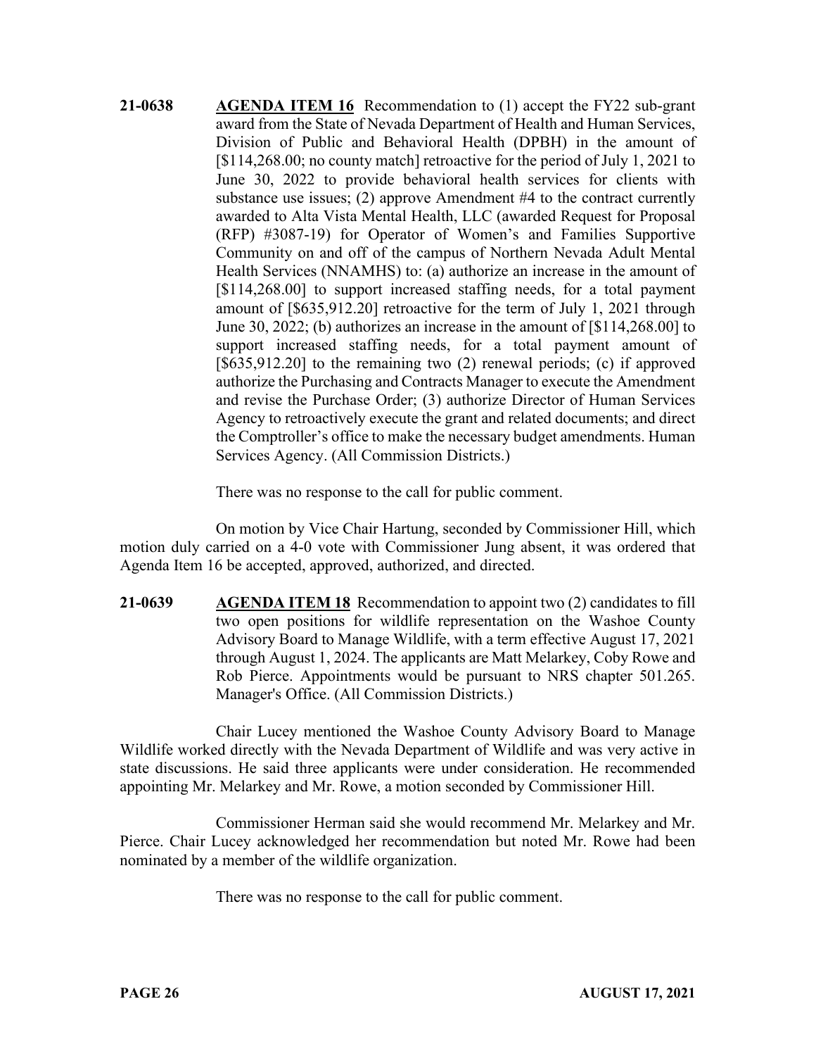**21-0638** **AGENDA ITEM 16** Recommendation to (1) accept the FY22 sub-grant award from the State of Nevada Department of Health and Human Services, Division of Public and Behavioral Health (DPBH) in the amount of [$114,268.00; no county match] retroactive for the period of July 1, 2021 to June 30, 2022 to provide behavioral health services for clients with substance use issues; (2) approve Amendment #4 to the contract currently awarded to Alta Vista Mental Health, LLC (awarded Request for Proposal (RFP) #3087-19) for Operator of Women's and Families Supportive Community on and off of the campus of Northern Nevada Adult Mental Health Services (NNAMHS) to: (a) authorize an increase in the amount of [$114,268.00] to support increased staffing needs, for a total payment amount of [$635,912.20] retroactive for the term of July 1, 2021 through June 30, 2022; (b) authorizes an increase in the amount of [$114,268.00] to support increased staffing needs, for a total payment amount of [$635,912.20] to the remaining two (2) renewal periods; (c) if approved authorize the Purchasing and Contracts Manager to execute the Amendment and revise the Purchase Order; (3) authorize Director of Human Services Agency to retroactively execute the grant and related documents; and direct the Comptroller's office to make the necessary budget amendments. Human Services Agency. (All Commission Districts.)

There was no response to the call for public comment.

On motion by Vice Chair Hartung, seconded by Commissioner Hill, which motion duly carried on a 4-0 vote with Commissioner Jung absent, it was ordered that Agenda Item 16 be accepted, approved, authorized, and directed.

**21-0639** **AGENDA ITEM 18** Recommendation to appoint two (2) candidates to fill two open positions for wildlife representation on the Washoe County Advisory Board to Manage Wildlife, with a term effective August 17, 2021 through August 1, 2024. The applicants are Matt Melarkey, Coby Rowe and Rob Pierce. Appointments would be pursuant to NRS chapter 501.265. Manager's Office. (All Commission Districts.)

Chair Lucey mentioned the Washoe County Advisory Board to Manage Wildlife worked directly with the Nevada Department of Wildlife and was very active in state discussions. He said three applicants were under consideration. He recommended appointing Mr. Melarkey and Mr. Rowe, a motion seconded by Commissioner Hill.

Commissioner Herman said she would recommend Mr. Melarkey and Mr. Pierce. Chair Lucey acknowledged her recommendation but noted Mr. Rowe had been nominated by a member of the wildlife organization.

There was no response to the call for public comment.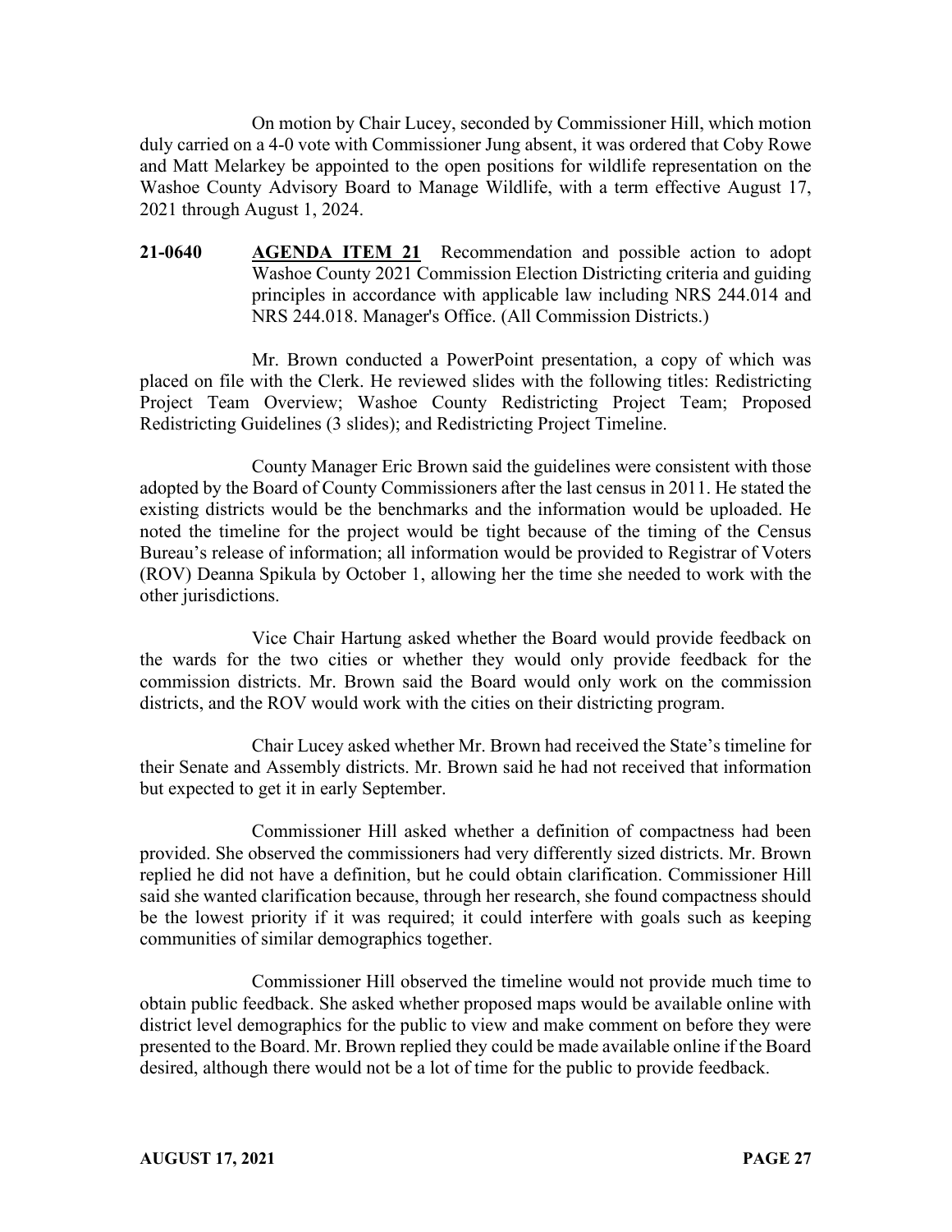On motion by Chair Lucey, seconded by Commissioner Hill, which motion duly carried on a 4-0 vote with Commissioner Jung absent, it was ordered that Coby Rowe and Matt Melarkey be appointed to the open positions for wildlife representation on the Washoe County Advisory Board to Manage Wildlife, with a term effective August 17, 2021 through August 1, 2024.

**21-0640** **AGENDA ITEM 21** Recommendation and possible action to adopt Washoe County 2021 Commission Election Districting criteria and guiding principles in accordance with applicable law including NRS 244.014 and NRS 244.018. Manager's Office. (All Commission Districts.)

Mr. Brown conducted a PowerPoint presentation, a copy of which was placed on file with the Clerk. He reviewed slides with the following titles: Redistricting Project Team Overview; Washoe County Redistricting Project Team; Proposed Redistricting Guidelines (3 slides); and Redistricting Project Timeline.

County Manager Eric Brown said the guidelines were consistent with those adopted by the Board of County Commissioners after the last census in 2011. He stated the existing districts would be the benchmarks and the information would be uploaded. He noted the timeline for the project would be tight because of the timing of the Census Bureau's release of information; all information would be provided to Registrar of Voters (ROV) Deanna Spikula by October 1, allowing her the time she needed to work with the other jurisdictions.

Vice Chair Hartung asked whether the Board would provide feedback on the wards for the two cities or whether they would only provide feedback for the commission districts. Mr. Brown said the Board would only work on the commission districts, and the ROV would work with the cities on their districting program.

Chair Lucey asked whether Mr. Brown had received the State's timeline for their Senate and Assembly districts. Mr. Brown said he had not received that information but expected to get it in early September.

Commissioner Hill asked whether a definition of compactness had been provided. She observed the commissioners had very differently sized districts. Mr. Brown replied he did not have a definition, but he could obtain clarification. Commissioner Hill said she wanted clarification because, through her research, she found compactness should be the lowest priority if it was required; it could interfere with goals such as keeping communities of similar demographics together.

Commissioner Hill observed the timeline would not provide much time to obtain public feedback. She asked whether proposed maps would be available online with district level demographics for the public to view and make comment on before they were presented to the Board. Mr. Brown replied they could be made available online if the Board desired, although there would not be a lot of time for the public to provide feedback.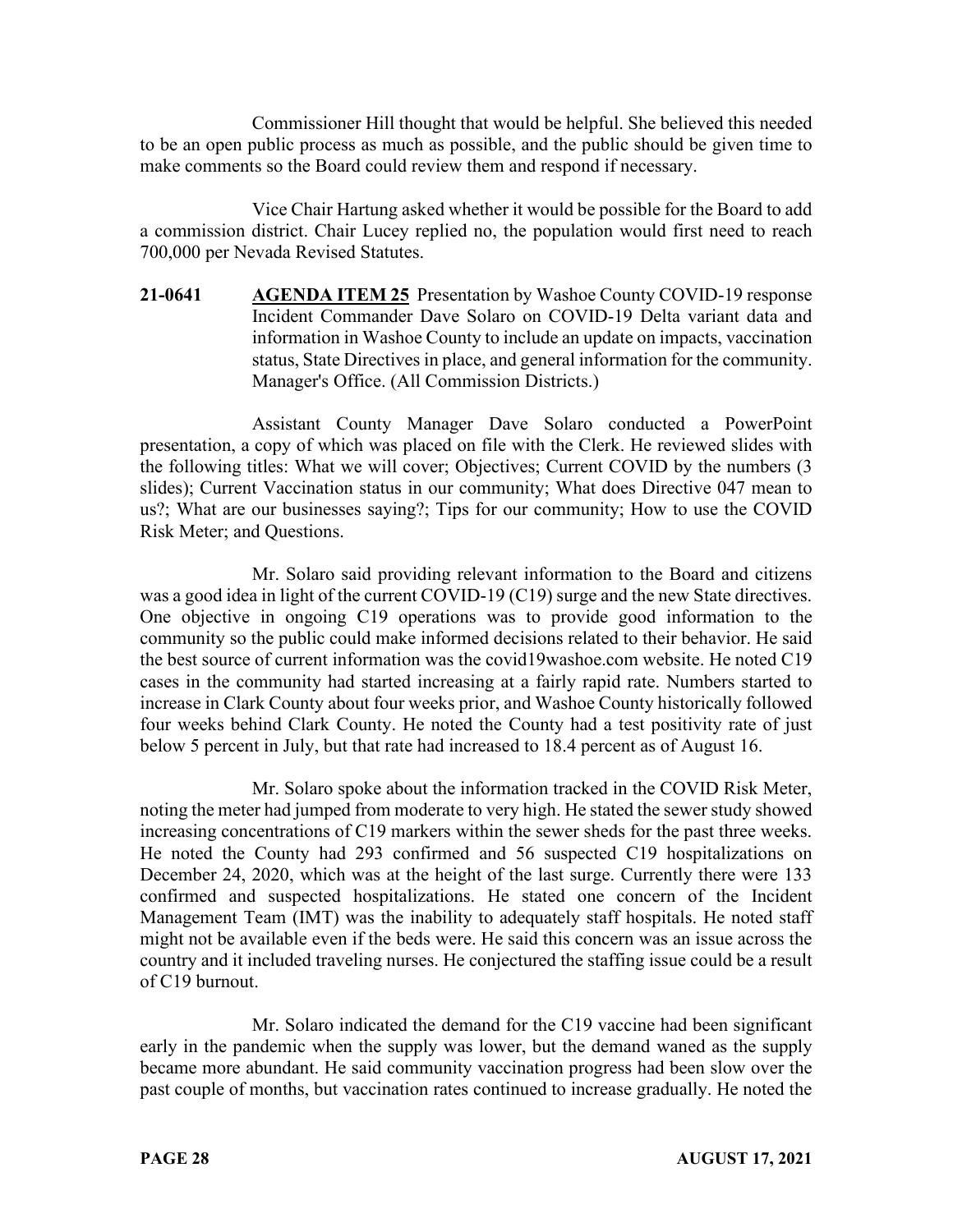Commissioner Hill thought that would be helpful. She believed this needed to be an open public process as much as possible, and the public should be given time to make comments so the Board could review them and respond if necessary.

Vice Chair Hartung asked whether it would be possible for the Board to add a commission district. Chair Lucey replied no, the population would first need to reach 700,000 per Nevada Revised Statutes.

**21-0641** **AGENDA ITEM 25** Presentation by Washoe County COVID-19 response Incident Commander Dave Solaro on COVID-19 Delta variant data and information in Washoe County to include an update on impacts, vaccination status, State Directives in place, and general information for the community. Manager's Office. (All Commission Districts.)

Assistant County Manager Dave Solaro conducted a PowerPoint presentation, a copy of which was placed on file with the Clerk. He reviewed slides with the following titles: What we will cover; Objectives; Current COVID by the numbers (3 slides); Current Vaccination status in our community; What does Directive 047 mean to us?; What are our businesses saying?; Tips for our community; How to use the COVID Risk Meter; and Questions.

Mr. Solaro said providing relevant information to the Board and citizens was a good idea in light of the current COVID-19 (C19) surge and the new State directives. One objective in ongoing C19 operations was to provide good information to the community so the public could make informed decisions related to their behavior. He said the best source of current information was the covid19washoe.com website. He noted C19 cases in the community had started increasing at a fairly rapid rate. Numbers started to increase in Clark County about four weeks prior, and Washoe County historically followed four weeks behind Clark County. He noted the County had a test positivity rate of just below 5 percent in July, but that rate had increased to 18.4 percent as of August 16.

Mr. Solaro spoke about the information tracked in the COVID Risk Meter, noting the meter had jumped from moderate to very high. He stated the sewer study showed increasing concentrations of C19 markers within the sewer sheds for the past three weeks. He noted the County had 293 confirmed and 56 suspected C19 hospitalizations on December 24, 2020, which was at the height of the last surge. Currently there were 133 confirmed and suspected hospitalizations. He stated one concern of the Incident Management Team (IMT) was the inability to adequately staff hospitals. He noted staff might not be available even if the beds were. He said this concern was an issue across the country and it included traveling nurses. He conjectured the staffing issue could be a result of C19 burnout.

Mr. Solaro indicated the demand for the C19 vaccine had been significant early in the pandemic when the supply was lower, but the demand waned as the supply became more abundant. He said community vaccination progress had been slow over the past couple of months, but vaccination rates continued to increase gradually. He noted the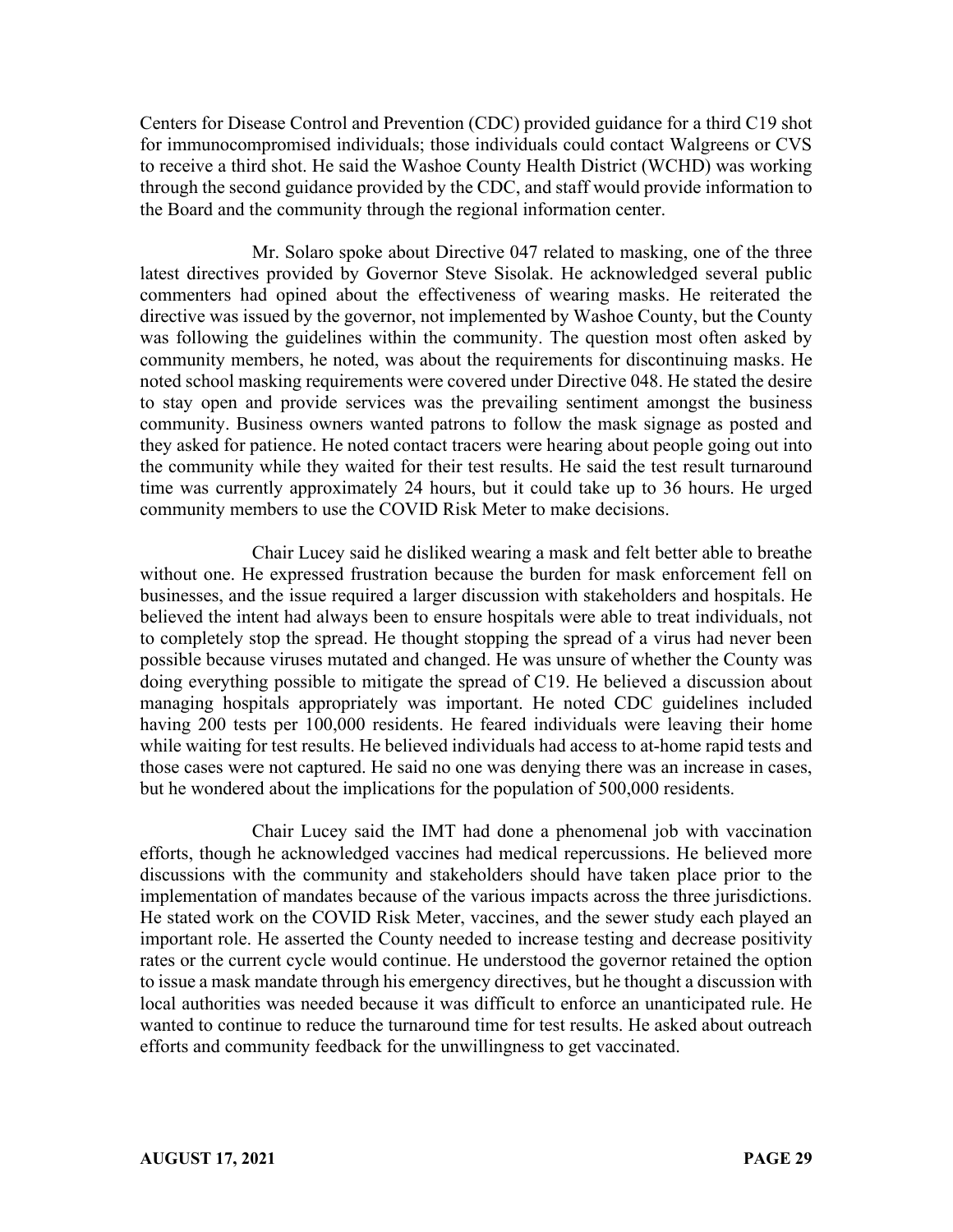Centers for Disease Control and Prevention (CDC) provided guidance for a third C19 shot for immunocompromised individuals; those individuals could contact Walgreens or CVS to receive a third shot. He said the Washoe County Health District (WCHD) was working through the second guidance provided by the CDC, and staff would provide information to the Board and the community through the regional information center.

Mr. Solaro spoke about Directive 047 related to masking, one of the three latest directives provided by Governor Steve Sisolak. He acknowledged several public commenters had opined about the effectiveness of wearing masks. He reiterated the directive was issued by the governor, not implemented by Washoe County, but the County was following the guidelines within the community. The question most often asked by community members, he noted, was about the requirements for discontinuing masks. He noted school masking requirements were covered under Directive 048. He stated the desire to stay open and provide services was the prevailing sentiment amongst the business community. Business owners wanted patrons to follow the mask signage as posted and they asked for patience. He noted contact tracers were hearing about people going out into the community while they waited for their test results. He said the test result turnaround time was currently approximately 24 hours, but it could take up to 36 hours. He urged community members to use the COVID Risk Meter to make decisions.

Chair Lucey said he disliked wearing a mask and felt better able to breathe without one. He expressed frustration because the burden for mask enforcement fell on businesses, and the issue required a larger discussion with stakeholders and hospitals. He believed the intent had always been to ensure hospitals were able to treat individuals, not to completely stop the spread. He thought stopping the spread of a virus had never been possible because viruses mutated and changed. He was unsure of whether the County was doing everything possible to mitigate the spread of C19. He believed a discussion about managing hospitals appropriately was important. He noted CDC guidelines included having 200 tests per 100,000 residents. He feared individuals were leaving their home while waiting for test results. He believed individuals had access to at-home rapid tests and those cases were not captured. He said no one was denying there was an increase in cases, but he wondered about the implications for the population of 500,000 residents.

Chair Lucey said the IMT had done a phenomenal job with vaccination efforts, though he acknowledged vaccines had medical repercussions. He believed more discussions with the community and stakeholders should have taken place prior to the implementation of mandates because of the various impacts across the three jurisdictions. He stated work on the COVID Risk Meter, vaccines, and the sewer study each played an important role. He asserted the County needed to increase testing and decrease positivity rates or the current cycle would continue. He understood the governor retained the option to issue a mask mandate through his emergency directives, but he thought a discussion with local authorities was needed because it was difficult to enforce an unanticipated rule. He wanted to continue to reduce the turnaround time for test results. He asked about outreach efforts and community feedback for the unwillingness to get vaccinated.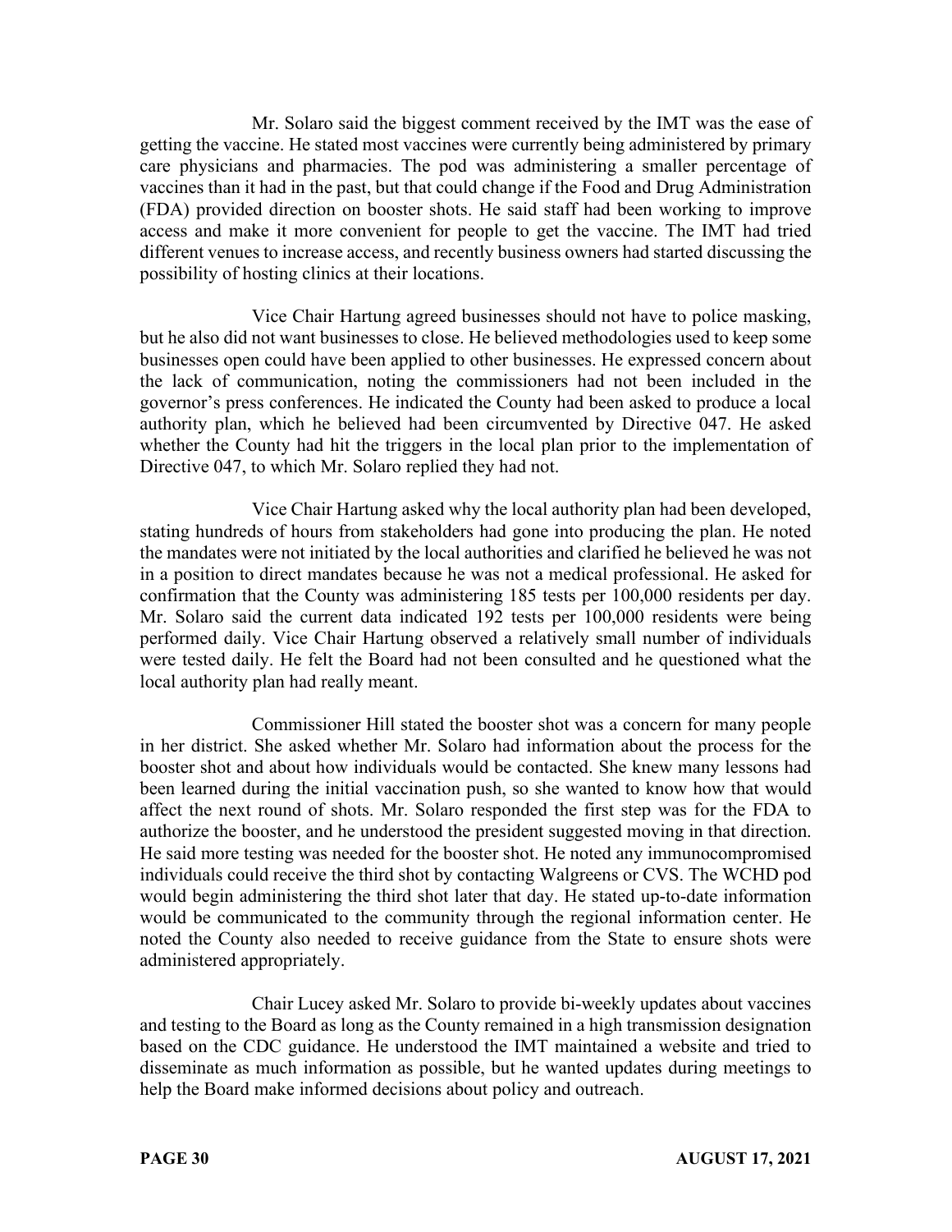Mr. Solaro said the biggest comment received by the IMT was the ease of getting the vaccine. He stated most vaccines were currently being administered by primary care physicians and pharmacies. The pod was administering a smaller percentage of vaccines than it had in the past, but that could change if the Food and Drug Administration (FDA) provided direction on booster shots. He said staff had been working to improve access and make it more convenient for people to get the vaccine. The IMT had tried different venues to increase access, and recently business owners had started discussing the possibility of hosting clinics at their locations.

Vice Chair Hartung agreed businesses should not have to police masking, but he also did not want businesses to close. He believed methodologies used to keep some businesses open could have been applied to other businesses. He expressed concern about the lack of communication, noting the commissioners had not been included in the governor's press conferences. He indicated the County had been asked to produce a local authority plan, which he believed had been circumvented by Directive 047. He asked whether the County had hit the triggers in the local plan prior to the implementation of Directive 047, to which Mr. Solaro replied they had not.

Vice Chair Hartung asked why the local authority plan had been developed, stating hundreds of hours from stakeholders had gone into producing the plan. He noted the mandates were not initiated by the local authorities and clarified he believed he was not in a position to direct mandates because he was not a medical professional. He asked for confirmation that the County was administering 185 tests per 100,000 residents per day. Mr. Solaro said the current data indicated 192 tests per 100,000 residents were being performed daily. Vice Chair Hartung observed a relatively small number of individuals were tested daily. He felt the Board had not been consulted and he questioned what the local authority plan had really meant.

Commissioner Hill stated the booster shot was a concern for many people in her district. She asked whether Mr. Solaro had information about the process for the booster shot and about how individuals would be contacted. She knew many lessons had been learned during the initial vaccination push, so she wanted to know how that would affect the next round of shots. Mr. Solaro responded the first step was for the FDA to authorize the booster, and he understood the president suggested moving in that direction. He said more testing was needed for the booster shot. He noted any immunocompromised individuals could receive the third shot by contacting Walgreens or CVS. The WCHD pod would begin administering the third shot later that day. He stated up-to-date information would be communicated to the community through the regional information center. He noted the County also needed to receive guidance from the State to ensure shots were administered appropriately.

Chair Lucey asked Mr. Solaro to provide bi-weekly updates about vaccines and testing to the Board as long as the County remained in a high transmission designation based on the CDC guidance. He understood the IMT maintained a website and tried to disseminate as much information as possible, but he wanted updates during meetings to help the Board make informed decisions about policy and outreach.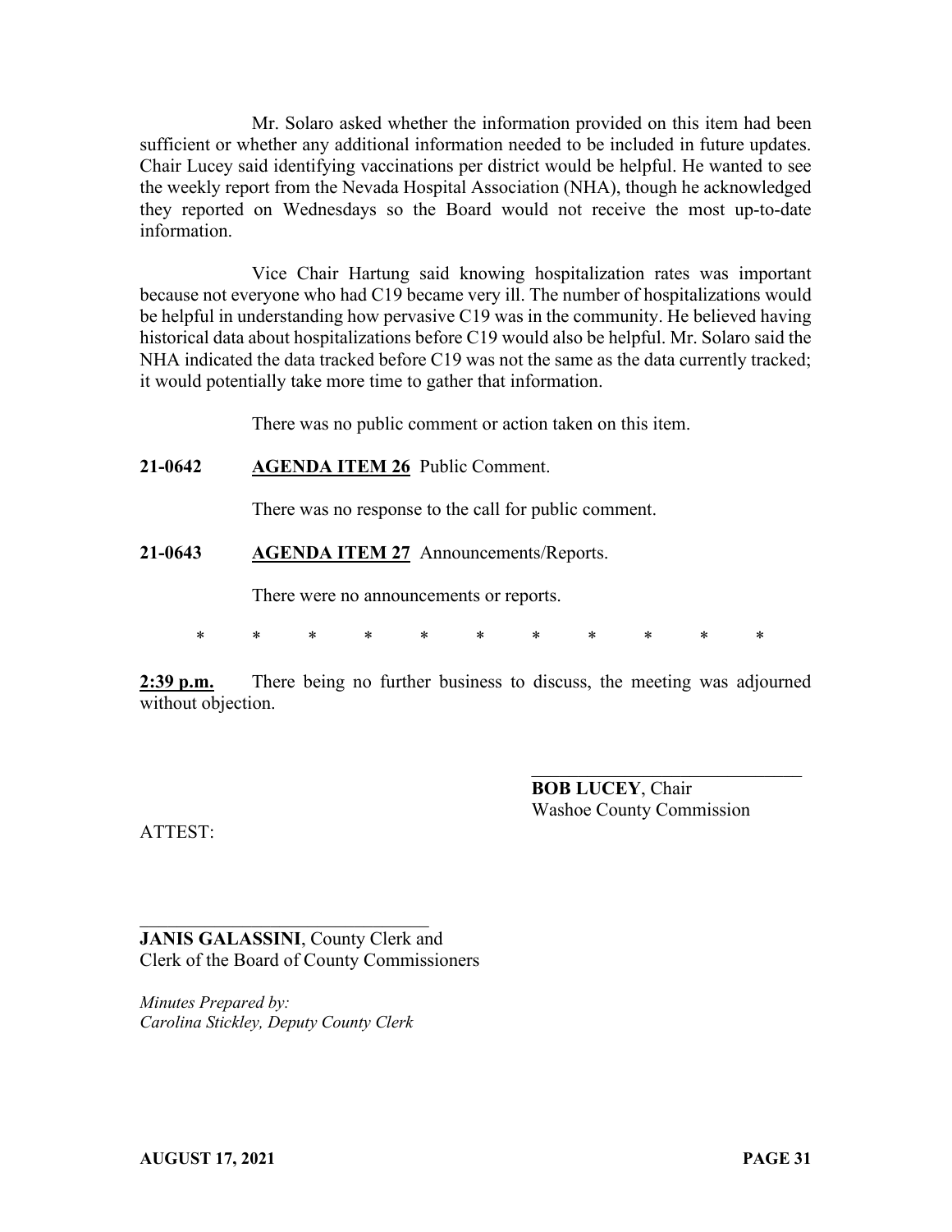Mr. Solaro asked whether the information provided on this item had been sufficient or whether any additional information needed to be included in future updates. Chair Lucey said identifying vaccinations per district would be helpful. He wanted to see the weekly report from the Nevada Hospital Association (NHA), though he acknowledged they reported on Wednesdays so the Board would not receive the most up-to-date information.

Vice Chair Hartung said knowing hospitalization rates was important because not everyone who had C19 became very ill. The number of hospitalizations would be helpful in understanding how pervasive C19 was in the community. He believed having historical data about hospitalizations before C19 would also be helpful. Mr. Solaro said the NHA indicated the data tracked before C19 was not the same as the data currently tracked; it would potentially take more time to gather that information.

There was no public comment or action taken on this item.

**21-0642** **AGENDA ITEM 26** Public Comment.

There was no response to the call for public comment.

**21-0643** **AGENDA ITEM 27** Announcements/Reports.

There were no announcements or reports.

\* \* \* \* \* \* \* \* \* \* \*

**2:39 p.m.** There being no further business to discuss, the meeting was adjourned without objection.

\_\_\_\_\_\_\_\_\_\_\_\_\_\_\_\_\_\_\_\_\_\_\_\_\_\_\_\_
**BOB LUCEY**, Chair
Washoe County Commission

ATTEST:

\_\_\_\_\_\_\_\_\_\_\_\_\_\_\_\_\_\_\_\_\_\_\_\_\_\_\_\_
**JANIS GALASSINI**, County Clerk and
Clerk of the Board of County Commissioners

*Minutes Prepared by:*
*Carolina Stickley, Deputy County Clerk*